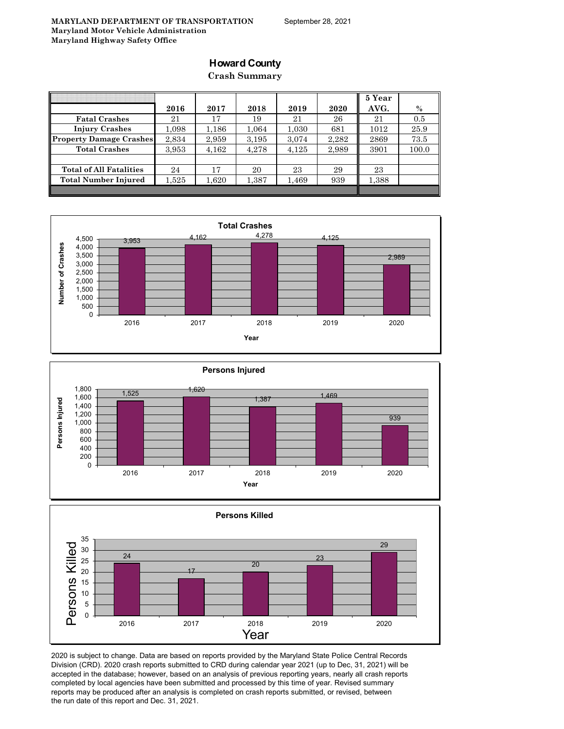**MARYLAND DEPARTMENT OF TRANSPORTATION**
**Maryland Motor Vehicle Administration**
**Maryland Highway Safety Office**

September 28, 2021

# Howard County

## Crash Summary

| | 2016 | 2017 | 2018 | 2019 | 2020 | 5 Year AVG. | % |
|---|---|---|---|---|---|---|---|
| Fatal Crashes | 21 | 17 | 19 | 21 | 26 | 21 | 0.5 |
| Injury Crashes | 1,098 | 1,186 | 1,064 | 1,030 | 681 | 1012 | 25.9 |
| Property Damage Crashes | 2,834 | 2,959 | 3,195 | 3,074 | 2,282 | 2869 | 73.5 |
| Total Crashes | 3,953 | 4,162 | 4,278 | 4,125 | 2,989 | 3901 | 100.0 |
| | | | | | | | |
| Total of All Fatalities | 24 | 17 | 20 | 23 | 29 | 23 | |
| Total Number Injured | 1,525 | 1,620 | 1,387 | 1,469 | 939 | 1,388 | |

Total Crashes

Number of Crashes

4,500
4,000
3,500
3,000
2,500
2,000
1,500
1,000
500
0

3,953 4,162 4,278 4,125 2,989

2016 2017 2018 2019 2020

Year

Persons Injured

Persons Injured

1,800
1,600
1,400
1,200
1,000
800
600
400
200
0

1,525 1,620 1,387 1,469 939

2016 2017 2018 2019 2020

Year

Persons Killed

Persons Killed

35
30
25
20
15
10
5
0

24 17 20 23 29

2016 2017 2018 2019 2020

Year

2020 is subject to change. Data are based on reports provided by the Maryland State Police Central Records Division (CRD). 2020 crash reports submitted to CRD during calendar year 2021 (up to Dec, 31, 2021) will be accepted in the database; however, based on an analysis of previous reporting years, nearly all crash reports completed by local agencies have been submitted and processed by this time of year. Revised summary reports may be produced after an analysis is completed on crash reports submitted, or revised, between the run date of this report and Dec. 31, 2021.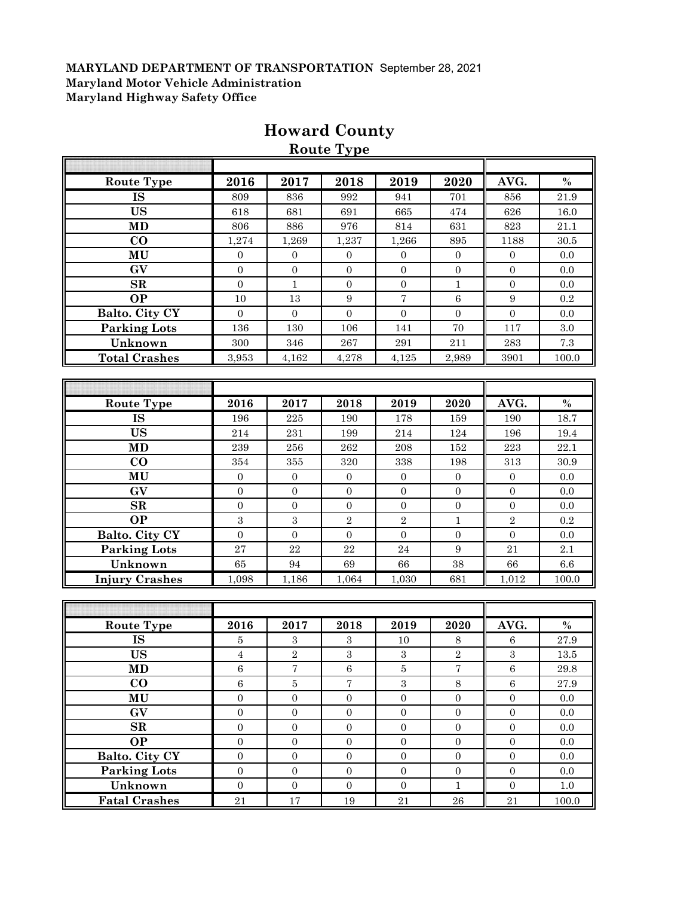**MARYLAND DEPARTMENT OF TRANSPORTATION** September 28, 2021
**Maryland Motor Vehicle Administration**
**Maryland Highway Safety Office**

# Howard County

## Route Type

| Route Type | 2016 | 2017 | 2018 | 2019 | 2020 | AVG. | % |
|---|---|---|---|---|---|---|---|
| IS | 809 | 836 | 992 | 941 | 701 | 856 | 21.9 |
| US | 618 | 681 | 691 | 665 | 474 | 626 | 16.0 |
| MD | 806 | 886 | 976 | 814 | 631 | 823 | 21.1 |
| CO | 1,274 | 1,269 | 1,237 | 1,266 | 895 | 1188 | 30.5 |
| MU | 0 | 0 | 0 | 0 | 0 | 0 | 0.0 |
| GV | 0 | 0 | 0 | 0 | 0 | 0 | 0.0 |
| SR | 0 | 1 | 0 | 0 | 1 | 0 | 0.0 |
| OP | 10 | 13 | 9 | 7 | 6 | 9 | 0.2 |
| Balto. City CY | 0 | 0 | 0 | 0 | 0 | 0 | 0.0 |
| Parking Lots | 136 | 130 | 106 | 141 | 70 | 117 | 3.0 |
| Unknown | 300 | 346 | 267 | 291 | 211 | 283 | 7.3 |
| Total Crashes | 3,953 | 4,162 | 4,278 | 4,125 | 2,989 | 3901 | 100.0 |

| Route Type | 2016 | 2017 | 2018 | 2019 | 2020 | AVG. | % |
|---|---|---|---|---|---|---|---|
| IS | 196 | 225 | 190 | 178 | 159 | 190 | 18.7 |
| US | 214 | 231 | 199 | 214 | 124 | 196 | 19.4 |
| MD | 239 | 256 | 262 | 208 | 152 | 223 | 22.1 |
| CO | 354 | 355 | 320 | 338 | 198 | 313 | 30.9 |
| MU | 0 | 0 | 0 | 0 | 0 | 0 | 0.0 |
| GV | 0 | 0 | 0 | 0 | 0 | 0 | 0.0 |
| SR | 0 | 0 | 0 | 0 | 0 | 0 | 0.0 |
| OP | 3 | 3 | 2 | 2 | 1 | 2 | 0.2 |
| Balto. City CY | 0 | 0 | 0 | 0 | 0 | 0 | 0.0 |
| Parking Lots | 27 | 22 | 22 | 24 | 9 | 21 | 2.1 |
| Unknown | 65 | 94 | 69 | 66 | 38 | 66 | 6.6 |
| Injury Crashes | 1,098 | 1,186 | 1,064 | 1,030 | 681 | 1,012 | 100.0 |

| Route Type | 2016 | 2017 | 2018 | 2019 | 2020 | AVG. | % |
|---|---|---|---|---|---|---|---|
| IS | 5 | 3 | 3 | 10 | 8 | 6 | 27.9 |
| US | 4 | 2 | 3 | 3 | 2 | 3 | 13.5 |
| MD | 6 | 7 | 6 | 5 | 7 | 6 | 29.8 |
| CO | 6 | 5 | 7 | 3 | 8 | 6 | 27.9 |
| MU | 0 | 0 | 0 | 0 | 0 | 0 | 0.0 |
| GV | 0 | 0 | 0 | 0 | 0 | 0 | 0.0 |
| SR | 0 | 0 | 0 | 0 | 0 | 0 | 0.0 |
| OP | 0 | 0 | 0 | 0 | 0 | 0 | 0.0 |
| Balto. City CY | 0 | 0 | 0 | 0 | 0 | 0 | 0.0 |
| Parking Lots | 0 | 0 | 0 | 0 | 0 | 0 | 0.0 |
| Unknown | 0 | 0 | 0 | 0 | 1 | 0 | 1.0 |
| Fatal Crashes | 21 | 17 | 19 | 21 | 26 | 21 | 100.0 |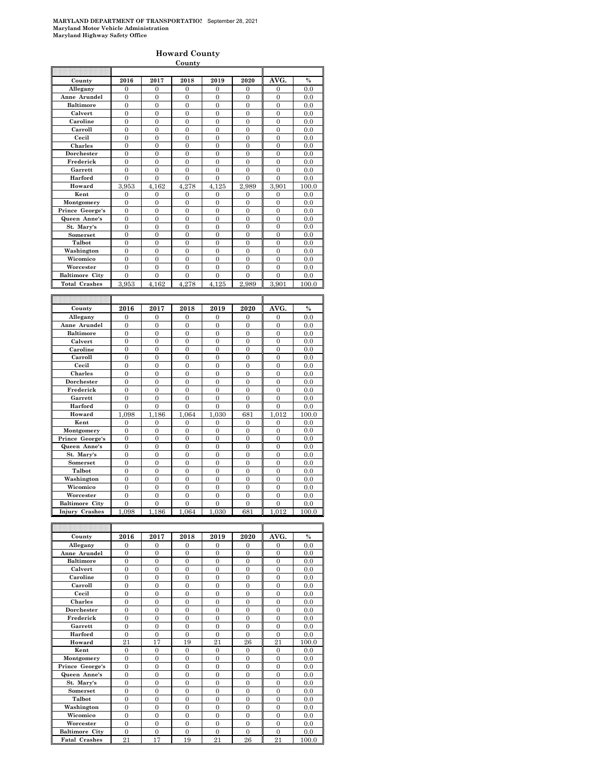**MARYLAND DEPARTMENT OF TRANSPORTATION** September 28, 2021
**Maryland Motor Vehicle Administration**
**Maryland Highway Safety Office**

## Howard County

**County**

| County | 2016 | 2017 | 2018 | 2019 | 2020 | AVG. | % |
|---|---|---|---|---|---|---|---|
| Allegany | 0 | 0 | 0 | 0 | 0 | 0 | 0.0 |
| Anne Arundel | 0 | 0 | 0 | 0 | 0 | 0 | 0.0 |
| Baltimore | 0 | 0 | 0 | 0 | 0 | 0 | 0.0 |
| Calvert | 0 | 0 | 0 | 0 | 0 | 0 | 0.0 |
| Caroline | 0 | 0 | 0 | 0 | 0 | 0 | 0.0 |
| Carroll | 0 | 0 | 0 | 0 | 0 | 0 | 0.0 |
| Cecil | 0 | 0 | 0 | 0 | 0 | 0 | 0.0 |
| Charles | 0 | 0 | 0 | 0 | 0 | 0 | 0.0 |
| Dorchester | 0 | 0 | 0 | 0 | 0 | 0 | 0.0 |
| Frederick | 0 | 0 | 0 | 0 | 0 | 0 | 0.0 |
| Garrett | 0 | 0 | 0 | 0 | 0 | 0 | 0.0 |
| Harford | 0 | 0 | 0 | 0 | 0 | 0 | 0.0 |
| Howard | 3,953 | 4,162 | 4,278 | 4,125 | 2,989 | 3,901 | 100.0 |
| Kent | 0 | 0 | 0 | 0 | 0 | 0 | 0.0 |
| Montgomery | 0 | 0 | 0 | 0 | 0 | 0 | 0.0 |
| Prince George's | 0 | 0 | 0 | 0 | 0 | 0 | 0.0 |
| Queen Anne's | 0 | 0 | 0 | 0 | 0 | 0 | 0.0 |
| St. Mary's | 0 | 0 | 0 | 0 | 0 | 0 | 0.0 |
| Somerset | 0 | 0 | 0 | 0 | 0 | 0 | 0.0 |
| Talbot | 0 | 0 | 0 | 0 | 0 | 0 | 0.0 |
| Washington | 0 | 0 | 0 | 0 | 0 | 0 | 0.0 |
| Wicomico | 0 | 0 | 0 | 0 | 0 | 0 | 0.0 |
| Worcester | 0 | 0 | 0 | 0 | 0 | 0 | 0.0 |
| Baltimore City | 0 | 0 | 0 | 0 | 0 | 0 | 0.0 |
| Total Crashes | 3,953 | 4,162 | 4,278 | 4,125 | 2,989 | 3,901 | 100.0 |

| County | 2016 | 2017 | 2018 | 2019 | 2020 | AVG. | % |
|---|---|---|---|---|---|---|---|
| Allegany | 0 | 0 | 0 | 0 | 0 | 0 | 0.0 |
| Anne Arundel | 0 | 0 | 0 | 0 | 0 | 0 | 0.0 |
| Baltimore | 0 | 0 | 0 | 0 | 0 | 0 | 0.0 |
| Calvert | 0 | 0 | 0 | 0 | 0 | 0 | 0.0 |
| Caroline | 0 | 0 | 0 | 0 | 0 | 0 | 0.0 |
| Carroll | 0 | 0 | 0 | 0 | 0 | 0 | 0.0 |
| Cecil | 0 | 0 | 0 | 0 | 0 | 0 | 0.0 |
| Charles | 0 | 0 | 0 | 0 | 0 | 0 | 0.0 |
| Dorchester | 0 | 0 | 0 | 0 | 0 | 0 | 0.0 |
| Frederick | 0 | 0 | 0 | 0 | 0 | 0 | 0.0 |
| Garrett | 0 | 0 | 0 | 0 | 0 | 0 | 0.0 |
| Harford | 0 | 0 | 0 | 0 | 0 | 0 | 0.0 |
| Howard | 1,098 | 1,186 | 1,064 | 1,030 | 681 | 1,012 | 100.0 |
| Kent | 0 | 0 | 0 | 0 | 0 | 0 | 0.0 |
| Montgomery | 0 | 0 | 0 | 0 | 0 | 0 | 0.0 |
| Prince George's | 0 | 0 | 0 | 0 | 0 | 0 | 0.0 |
| Queen Anne's | 0 | 0 | 0 | 0 | 0 | 0 | 0.0 |
| St. Mary's | 0 | 0 | 0 | 0 | 0 | 0 | 0.0 |
| Somerset | 0 | 0 | 0 | 0 | 0 | 0 | 0.0 |
| Talbot | 0 | 0 | 0 | 0 | 0 | 0 | 0.0 |
| Washington | 0 | 0 | 0 | 0 | 0 | 0 | 0.0 |
| Wicomico | 0 | 0 | 0 | 0 | 0 | 0 | 0.0 |
| Worcester | 0 | 0 | 0 | 0 | 0 | 0 | 0.0 |
| Baltimore City | 0 | 0 | 0 | 0 | 0 | 0 | 0.0 |
| Injury Crashes | 1,098 | 1,186 | 1,064 | 1,030 | 681 | 1,012 | 100.0 |

| County | 2016 | 2017 | 2018 | 2019 | 2020 | AVG. | % |
|---|---|---|---|---|---|---|---|
| Allegany | 0 | 0 | 0 | 0 | 0 | 0 | 0.0 |
| Anne Arundel | 0 | 0 | 0 | 0 | 0 | 0 | 0.0 |
| Baltimore | 0 | 0 | 0 | 0 | 0 | 0 | 0.0 |
| Calvert | 0 | 0 | 0 | 0 | 0 | 0 | 0.0 |
| Caroline | 0 | 0 | 0 | 0 | 0 | 0 | 0.0 |
| Carroll | 0 | 0 | 0 | 0 | 0 | 0 | 0.0 |
| Cecil | 0 | 0 | 0 | 0 | 0 | 0 | 0.0 |
| Charles | 0 | 0 | 0 | 0 | 0 | 0 | 0.0 |
| Dorchester | 0 | 0 | 0 | 0 | 0 | 0 | 0.0 |
| Frederick | 0 | 0 | 0 | 0 | 0 | 0 | 0.0 |
| Garrett | 0 | 0 | 0 | 0 | 0 | 0 | 0.0 |
| Harford | 0 | 0 | 0 | 0 | 0 | 0 | 0.0 |
| Howard | 21 | 17 | 19 | 21 | 26 | 21 | 100.0 |
| Kent | 0 | 0 | 0 | 0 | 0 | 0 | 0.0 |
| Montgomery | 0 | 0 | 0 | 0 | 0 | 0 | 0.0 |
| Prince George's | 0 | 0 | 0 | 0 | 0 | 0 | 0.0 |
| Queen Anne's | 0 | 0 | 0 | 0 | 0 | 0 | 0.0 |
| St. Mary's | 0 | 0 | 0 | 0 | 0 | 0 | 0.0 |
| Somerset | 0 | 0 | 0 | 0 | 0 | 0 | 0.0 |
| Talbot | 0 | 0 | 0 | 0 | 0 | 0 | 0.0 |
| Washington | 0 | 0 | 0 | 0 | 0 | 0 | 0.0 |
| Wicomico | 0 | 0 | 0 | 0 | 0 | 0 | 0.0 |
| Worcester | 0 | 0 | 0 | 0 | 0 | 0 | 0.0 |
| Baltimore City | 0 | 0 | 0 | 0 | 0 | 0 | 0.0 |
| Fatal Crashes | 21 | 17 | 19 | 21 | 26 | 21 | 100.0 |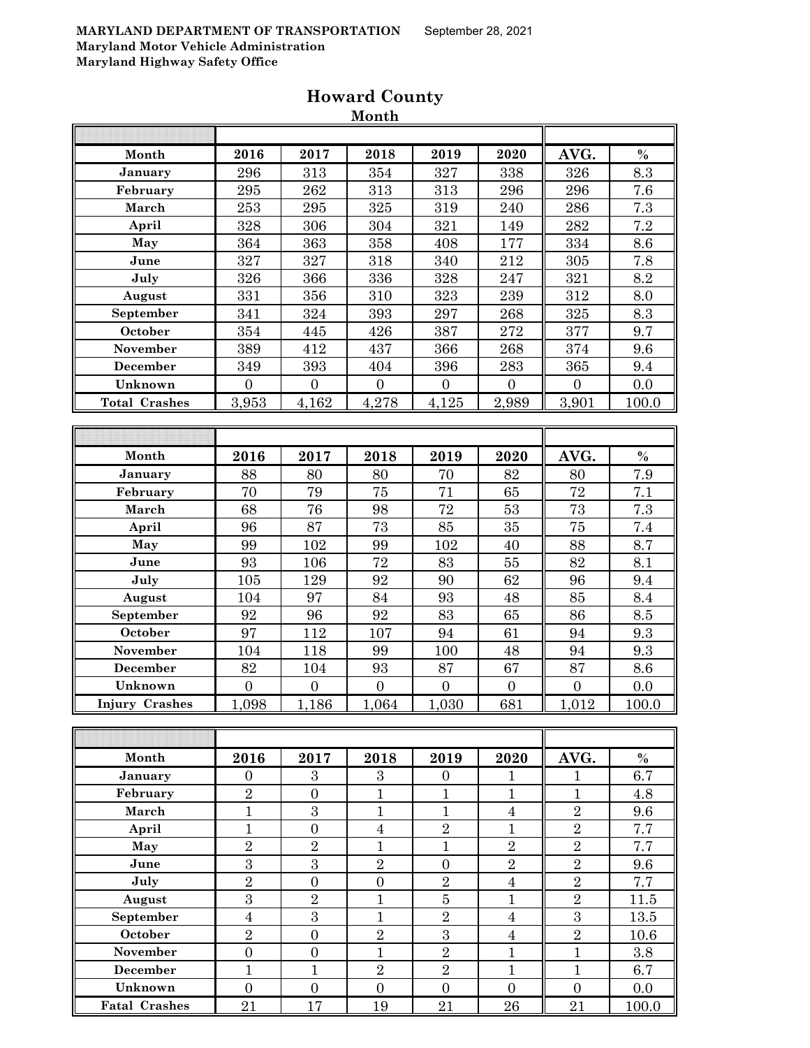**MARYLAND DEPARTMENT OF TRANSPORTATION** September 28, 2021
**Maryland Motor Vehicle Administration**
**Maryland Highway Safety Office**

# Howard County

## Month

| Month | 2016 | 2017 | 2018 | 2019 | 2020 | AVG. | % |
|---|---|---|---|---|---|---|---|
| January | 296 | 313 | 354 | 327 | 338 | 326 | 8.3 |
| February | 295 | 262 | 313 | 313 | 296 | 296 | 7.6 |
| March | 253 | 295 | 325 | 319 | 240 | 286 | 7.3 |
| April | 328 | 306 | 304 | 321 | 149 | 282 | 7.2 |
| May | 364 | 363 | 358 | 408 | 177 | 334 | 8.6 |
| June | 327 | 327 | 318 | 340 | 212 | 305 | 7.8 |
| July | 326 | 366 | 336 | 328 | 247 | 321 | 8.2 |
| August | 331 | 356 | 310 | 323 | 239 | 312 | 8.0 |
| September | 341 | 324 | 393 | 297 | 268 | 325 | 8.3 |
| October | 354 | 445 | 426 | 387 | 272 | 377 | 9.7 |
| November | 389 | 412 | 437 | 366 | 268 | 374 | 9.6 |
| December | 349 | 393 | 404 | 396 | 283 | 365 | 9.4 |
| Unknown | 0 | 0 | 0 | 0 | 0 | 0 | 0.0 |
| Total Crashes | 3,953 | 4,162 | 4,278 | 4,125 | 2,989 | 3,901 | 100.0 |

| Month | 2016 | 2017 | 2018 | 2019 | 2020 | AVG. | % |
|---|---|---|---|---|---|---|---|
| January | 88 | 80 | 80 | 70 | 82 | 80 | 7.9 |
| February | 70 | 79 | 75 | 71 | 65 | 72 | 7.1 |
| March | 68 | 76 | 98 | 72 | 53 | 73 | 7.3 |
| April | 96 | 87 | 73 | 85 | 35 | 75 | 7.4 |
| May | 99 | 102 | 99 | 102 | 40 | 88 | 8.7 |
| June | 93 | 106 | 72 | 83 | 55 | 82 | 8.1 |
| July | 105 | 129 | 92 | 90 | 62 | 96 | 9.4 |
| August | 104 | 97 | 84 | 93 | 48 | 85 | 8.4 |
| September | 92 | 96 | 92 | 83 | 65 | 86 | 8.5 |
| October | 97 | 112 | 107 | 94 | 61 | 94 | 9.3 |
| November | 104 | 118 | 99 | 100 | 48 | 94 | 9.3 |
| December | 82 | 104 | 93 | 87 | 67 | 87 | 8.6 |
| Unknown | 0 | 0 | 0 | 0 | 0 | 0 | 0.0 |
| Injury Crashes | 1,098 | 1,186 | 1,064 | 1,030 | 681 | 1,012 | 100.0 |

| Month | 2016 | 2017 | 2018 | 2019 | 2020 | AVG. | % |
|---|---|---|---|---|---|---|---|
| January | 0 | 3 | 3 | 0 | 1 | 1 | 6.7 |
| February | 2 | 0 | 1 | 1 | 1 | 1 | 4.8 |
| March | 1 | 3 | 1 | 1 | 4 | 2 | 9.6 |
| April | 1 | 0 | 4 | 2 | 1 | 2 | 7.7 |
| May | 2 | 2 | 1 | 1 | 2 | 2 | 7.7 |
| June | 3 | 3 | 2 | 0 | 2 | 2 | 9.6 |
| July | 2 | 0 | 0 | 2 | 4 | 2 | 7.7 |
| August | 3 | 2 | 1 | 5 | 1 | 2 | 11.5 |
| September | 4 | 3 | 1 | 2 | 4 | 3 | 13.5 |
| October | 2 | 0 | 2 | 3 | 4 | 2 | 10.6 |
| November | 0 | 0 | 1 | 2 | 1 | 1 | 3.8 |
| December | 1 | 1 | 2 | 2 | 1 | 1 | 6.7 |
| Unknown | 0 | 0 | 0 | 0 | 0 | 0 | 0.0 |
| Fatal Crashes | 21 | 17 | 19 | 21 | 26 | 21 | 100.0 |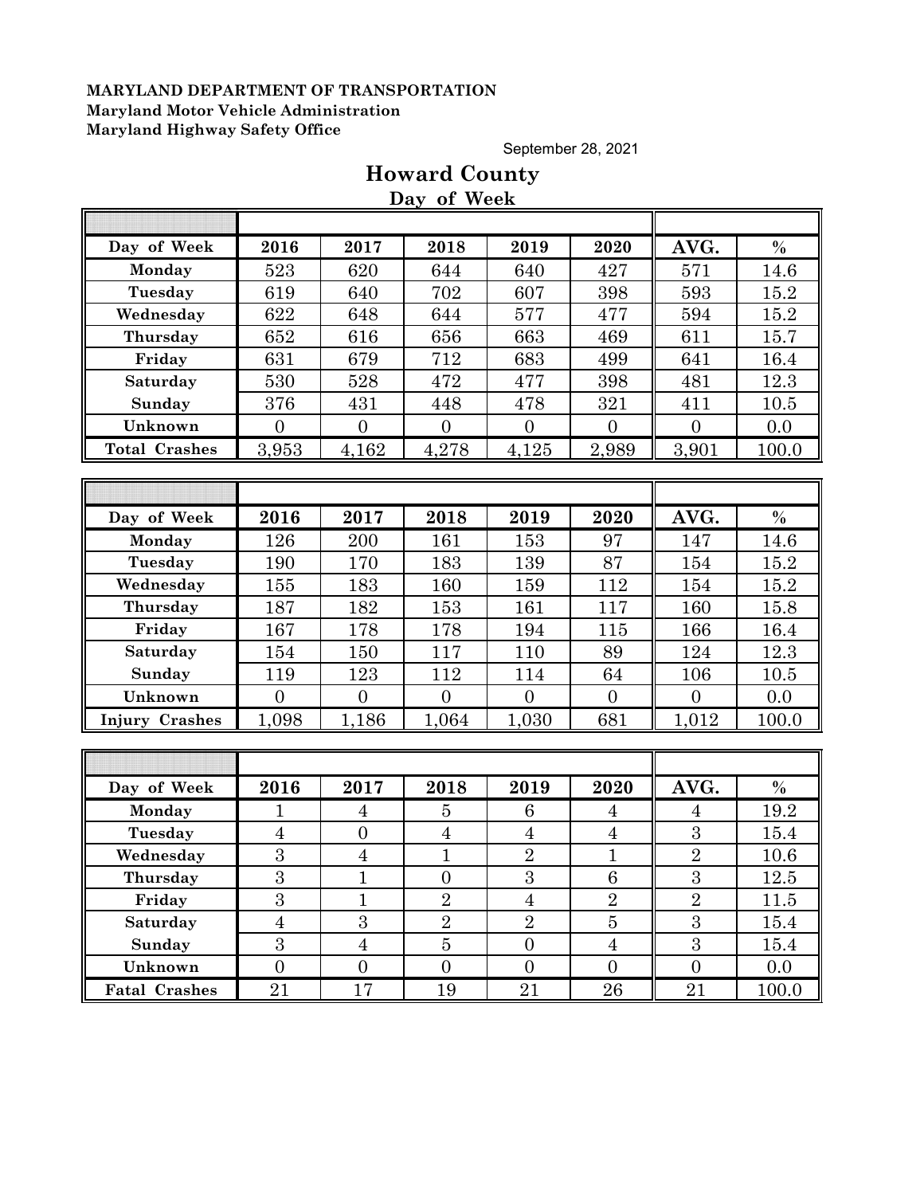**MARYLAND DEPARTMENT OF TRANSPORTATION**
**Maryland Motor Vehicle Administration**
**Maryland Highway Safety Office**

September 28, 2021

# Howard County

## Day of Week

| Day of Week | 2016 | 2017 | 2018 | 2019 | 2020 | AVG. | % |
|---|---|---|---|---|---|---|---|
| Monday | 523 | 620 | 644 | 640 | 427 | 571 | 14.6 |
| Tuesday | 619 | 640 | 702 | 607 | 398 | 593 | 15.2 |
| Wednesday | 622 | 648 | 644 | 577 | 477 | 594 | 15.2 |
| Thursday | 652 | 616 | 656 | 663 | 469 | 611 | 15.7 |
| Friday | 631 | 679 | 712 | 683 | 499 | 641 | 16.4 |
| Saturday | 530 | 528 | 472 | 477 | 398 | 481 | 12.3 |
| Sunday | 376 | 431 | 448 | 478 | 321 | 411 | 10.5 |
| Unknown | 0 | 0 | 0 | 0 | 0 | 0 | 0.0 |
| Total Crashes | 3,953 | 4,162 | 4,278 | 4,125 | 2,989 | 3,901 | 100.0 |

| Day of Week | 2016 | 2017 | 2018 | 2019 | 2020 | AVG. | % |
|---|---|---|---|---|---|---|---|
| Monday | 126 | 200 | 161 | 153 | 97 | 147 | 14.6 |
| Tuesday | 190 | 170 | 183 | 139 | 87 | 154 | 15.2 |
| Wednesday | 155 | 183 | 160 | 159 | 112 | 154 | 15.2 |
| Thursday | 187 | 182 | 153 | 161 | 117 | 160 | 15.8 |
| Friday | 167 | 178 | 178 | 194 | 115 | 166 | 16.4 |
| Saturday | 154 | 150 | 117 | 110 | 89 | 124 | 12.3 |
| Sunday | 119 | 123 | 112 | 114 | 64 | 106 | 10.5 |
| Unknown | 0 | 0 | 0 | 0 | 0 | 0 | 0.0 |
| Injury Crashes | 1,098 | 1,186 | 1,064 | 1,030 | 681 | 1,012 | 100.0 |

| Day of Week | 2016 | 2017 | 2018 | 2019 | 2020 | AVG. | % |
|---|---|---|---|---|---|---|---|
| Monday | 1 | 4 | 5 | 6 | 4 | 4 | 19.2 |
| Tuesday | 4 | 0 | 4 | 4 | 4 | 3 | 15.4 |
| Wednesday | 3 | 4 | 1 | 2 | 1 | 2 | 10.6 |
| Thursday | 3 | 1 | 0 | 3 | 6 | 3 | 12.5 |
| Friday | 3 | 1 | 2 | 4 | 2 | 2 | 11.5 |
| Saturday | 4 | 3 | 2 | 2 | 5 | 3 | 15.4 |
| Sunday | 3 | 4 | 5 | 0 | 4 | 3 | 15.4 |
| Unknown | 0 | 0 | 0 | 0 | 0 | 0 | 0.0 |
| Fatal Crashes | 21 | 17 | 19 | 21 | 26 | 21 | 100.0 |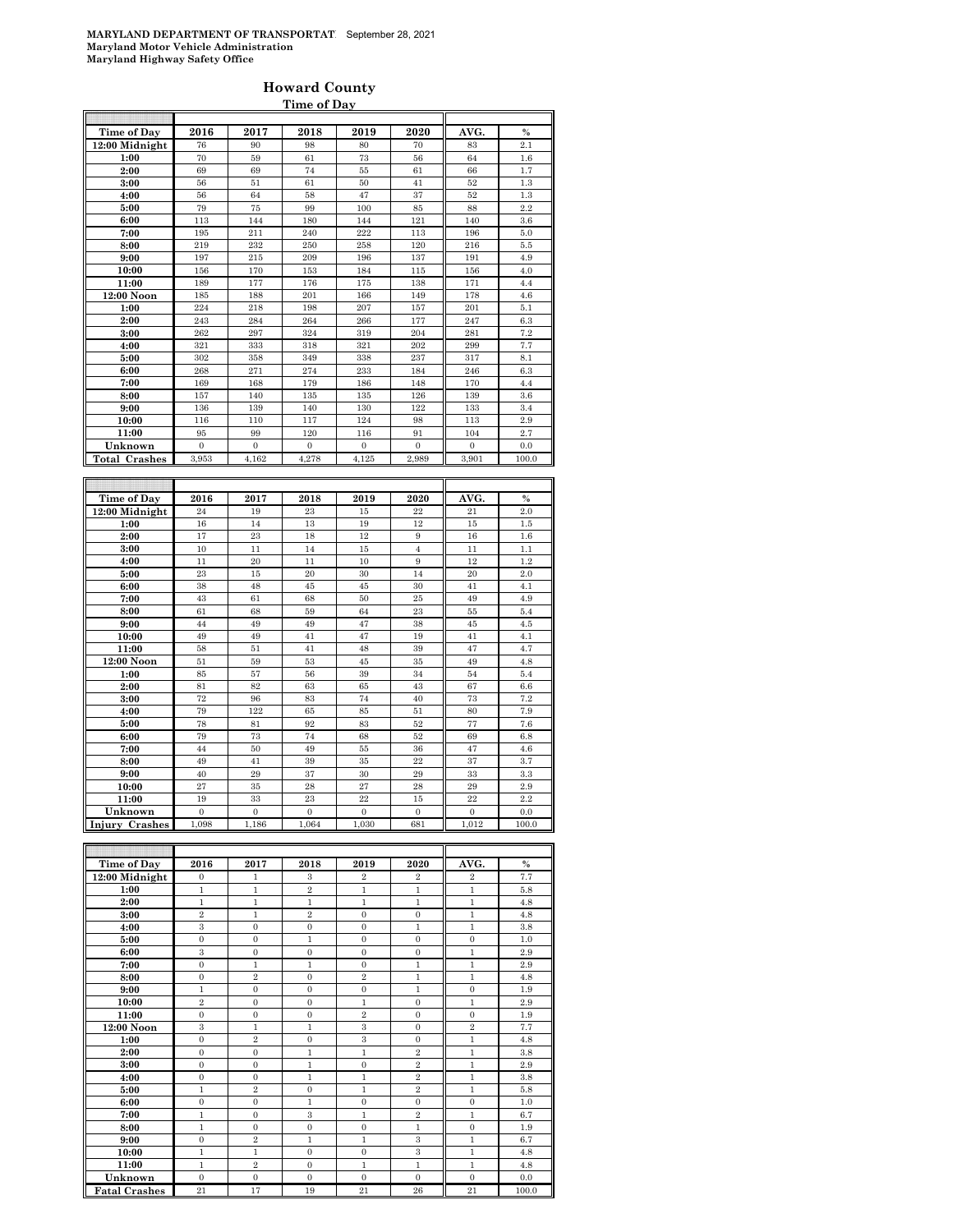**MARYLAND DEPARTMENT OF TRANSPORTAT** September 28, 2021
**Maryland Motor Vehicle Administration**
**Maryland Highway Safety Office**

## Howard County

### Time of Day

| Time of Day | 2016 | 2017 | 2018 | 2019 | 2020 | AVG. | % |
|---|---|---|---|---|---|---|---|
| 12:00 Midnight | 76 | 90 | 98 | 80 | 70 | 83 | 2.1 |
| 1:00 | 70 | 59 | 61 | 73 | 56 | 64 | 1.6 |
| 2:00 | 69 | 69 | 74 | 55 | 61 | 66 | 1.7 |
| 3:00 | 56 | 51 | 61 | 50 | 41 | 52 | 1.3 |
| 4:00 | 56 | 64 | 58 | 47 | 37 | 52 | 1.3 |
| 5:00 | 79 | 75 | 99 | 100 | 85 | 88 | 2.2 |
| 6:00 | 113 | 144 | 180 | 144 | 121 | 140 | 3.6 |
| 7:00 | 195 | 211 | 240 | 222 | 113 | 196 | 5.0 |
| 8:00 | 219 | 232 | 250 | 258 | 120 | 216 | 5.5 |
| 9:00 | 197 | 215 | 209 | 196 | 137 | 191 | 4.9 |
| 10:00 | 156 | 170 | 153 | 184 | 115 | 156 | 4.0 |
| 11:00 | 189 | 177 | 176 | 175 | 138 | 171 | 4.4 |
| 12:00 Noon | 185 | 188 | 201 | 166 | 149 | 178 | 4.6 |
| 1:00 | 224 | 218 | 198 | 207 | 157 | 201 | 5.1 |
| 2:00 | 243 | 284 | 264 | 266 | 177 | 247 | 6.3 |
| 3:00 | 262 | 297 | 324 | 319 | 204 | 281 | 7.2 |
| 4:00 | 321 | 333 | 318 | 321 | 202 | 299 | 7.7 |
| 5:00 | 302 | 358 | 349 | 338 | 237 | 317 | 8.1 |
| 6:00 | 268 | 271 | 274 | 233 | 184 | 246 | 6.3 |
| 7:00 | 169 | 168 | 179 | 186 | 148 | 170 | 4.4 |
| 8:00 | 157 | 140 | 135 | 135 | 126 | 139 | 3.6 |
| 9:00 | 136 | 139 | 140 | 130 | 122 | 133 | 3.4 |
| 10:00 | 116 | 110 | 117 | 124 | 98 | 113 | 2.9 |
| 11:00 | 95 | 99 | 120 | 116 | 91 | 104 | 2.7 |
| Unknown | 0 | 0 | 0 | 0 | 0 | 0 | 0.0 |
| Total Crashes | 3,953 | 4,162 | 4,278 | 4,125 | 2,989 | 3,901 | 100.0 |

| Time of Day | 2016 | 2017 | 2018 | 2019 | 2020 | AVG. | % |
|---|---|---|---|---|---|---|---|
| 12:00 Midnight | 24 | 19 | 23 | 15 | 22 | 21 | 2.0 |
| 1:00 | 16 | 14 | 13 | 19 | 12 | 15 | 1.5 |
| 2:00 | 17 | 23 | 18 | 12 | 9 | 16 | 1.6 |
| 3:00 | 10 | 11 | 14 | 15 | 4 | 11 | 1.1 |
| 4:00 | 11 | 20 | 11 | 10 | 9 | 12 | 1.2 |
| 5:00 | 23 | 15 | 20 | 30 | 14 | 20 | 2.0 |
| 6:00 | 38 | 48 | 45 | 45 | 30 | 41 | 4.1 |
| 7:00 | 43 | 61 | 68 | 50 | 25 | 49 | 4.9 |
| 8:00 | 61 | 68 | 59 | 64 | 23 | 55 | 5.4 |
| 9:00 | 44 | 49 | 49 | 47 | 38 | 45 | 4.5 |
| 10:00 | 49 | 49 | 41 | 47 | 19 | 41 | 4.1 |
| 11:00 | 58 | 51 | 41 | 48 | 39 | 47 | 4.7 |
| 12:00 Noon | 51 | 59 | 53 | 45 | 35 | 49 | 4.8 |
| 1:00 | 85 | 57 | 56 | 39 | 34 | 54 | 5.4 |
| 2:00 | 81 | 82 | 63 | 65 | 43 | 67 | 6.6 |
| 3:00 | 72 | 96 | 83 | 74 | 40 | 73 | 7.2 |
| 4:00 | 79 | 122 | 65 | 85 | 51 | 80 | 7.9 |
| 5:00 | 78 | 81 | 92 | 83 | 52 | 77 | 7.6 |
| 6:00 | 79 | 73 | 74 | 68 | 52 | 69 | 6.8 |
| 7:00 | 44 | 50 | 49 | 55 | 36 | 47 | 4.6 |
| 8:00 | 49 | 41 | 39 | 35 | 22 | 37 | 3.7 |
| 9:00 | 40 | 29 | 37 | 30 | 29 | 33 | 3.3 |
| 10:00 | 27 | 35 | 28 | 27 | 28 | 29 | 2.9 |
| 11:00 | 19 | 33 | 23 | 22 | 15 | 22 | 2.2 |
| Unknown | 0 | 0 | 0 | 0 | 0 | 0 | 0.0 |
| Injury Crashes | 1,098 | 1,186 | 1,064 | 1,030 | 681 | 1,012 | 100.0 |

| Time of Day | 2016 | 2017 | 2018 | 2019 | 2020 | AVG. | % |
|---|---|---|---|---|---|---|---|
| 12:00 Midnight | 0 | 1 | 3 | 2 | 2 | 2 | 7.7 |
| 1:00 | 1 | 1 | 2 | 1 | 1 | 1 | 5.8 |
| 2:00 | 1 | 1 | 1 | 1 | 1 | 1 | 4.8 |
| 3:00 | 2 | 1 | 2 | 0 | 0 | 1 | 4.8 |
| 4:00 | 3 | 0 | 0 | 0 | 1 | 1 | 3.8 |
| 5:00 | 0 | 0 | 1 | 0 | 0 | 0 | 1.0 |
| 6:00 | 3 | 0 | 0 | 0 | 0 | 1 | 2.9 |
| 7:00 | 0 | 1 | 1 | 0 | 1 | 1 | 2.9 |
| 8:00 | 0 | 2 | 0 | 2 | 1 | 1 | 4.8 |
| 9:00 | 1 | 0 | 0 | 0 | 1 | 0 | 1.9 |
| 10:00 | 2 | 0 | 0 | 1 | 0 | 1 | 2.9 |
| 11:00 | 0 | 0 | 0 | 2 | 0 | 0 | 1.9 |
| 12:00 Noon | 3 | 1 | 1 | 3 | 0 | 2 | 7.7 |
| 1:00 | 0 | 2 | 0 | 3 | 0 | 1 | 4.8 |
| 2:00 | 0 | 0 | 1 | 1 | 2 | 1 | 3.8 |
| 3:00 | 0 | 0 | 1 | 0 | 2 | 1 | 2.9 |
| 4:00 | 0 | 0 | 1 | 1 | 2 | 1 | 3.8 |
| 5:00 | 1 | 2 | 0 | 1 | 2 | 1 | 5.8 |
| 6:00 | 0 | 0 | 1 | 0 | 0 | 0 | 1.0 |
| 7:00 | 1 | 0 | 3 | 1 | 2 | 1 | 6.7 |
| 8:00 | 1 | 0 | 0 | 0 | 1 | 0 | 1.9 |
| 9:00 | 0 | 2 | 1 | 1 | 3 | 1 | 6.7 |
| 10:00 | 1 | 1 | 0 | 0 | 3 | 1 | 4.8 |
| 11:00 | 1 | 2 | 0 | 1 | 1 | 1 | 4.8 |
| Unknown | 0 | 0 | 0 | 0 | 0 | 0 | 0.0 |
| Fatal Crashes | 21 | 17 | 19 | 21 | 26 | 21 | 100.0 |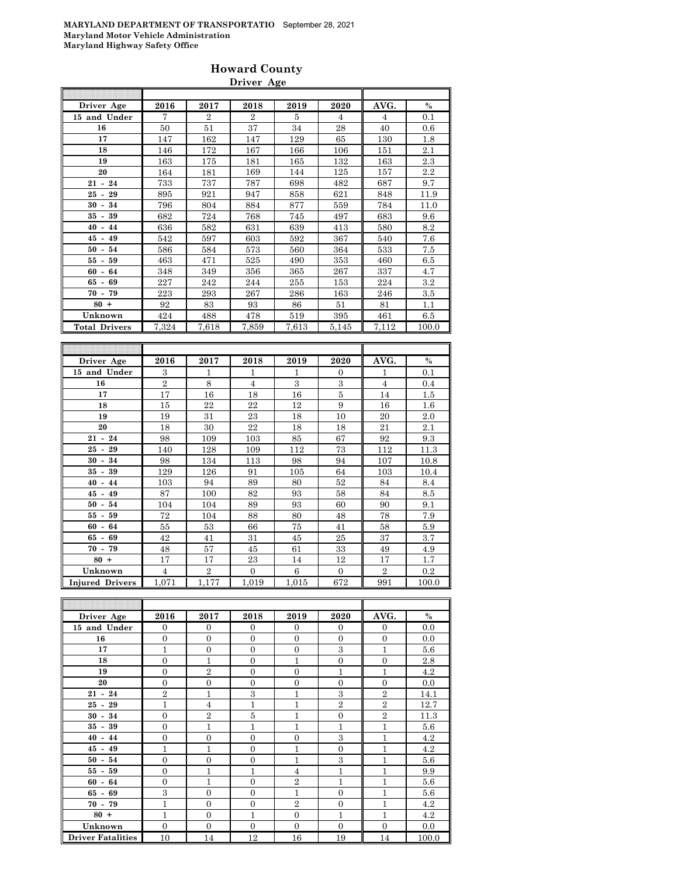**MARYLAND DEPARTMENT OF TRANSPORTATIO** September 28, 2021
**Maryland Motor Vehicle Administration**
**Maryland Highway Safety Office**

## Howard County

### Driver Age

| Driver Age | 2016 | 2017 | 2018 | 2019 | 2020 | AVG. | % |
|---|---|---|---|---|---|---|---|
| 15 and Under | 7 | 2 | 2 | 5 | 4 | 4 | 0.1 |
| 16 | 50 | 51 | 37 | 34 | 28 | 40 | 0.6 |
| 17 | 147 | 162 | 147 | 129 | 65 | 130 | 1.8 |
| 18 | 146 | 172 | 167 | 166 | 106 | 151 | 2.1 |
| 19 | 163 | 175 | 181 | 165 | 132 | 163 | 2.3 |
| 20 | 164 | 181 | 169 | 144 | 125 | 157 | 2.2 |
| 21 - 24 | 733 | 737 | 787 | 698 | 482 | 687 | 9.7 |
| 25 - 29 | 895 | 921 | 947 | 858 | 621 | 848 | 11.9 |
| 30 - 34 | 796 | 804 | 884 | 877 | 559 | 784 | 11.0 |
| 35 - 39 | 682 | 724 | 768 | 745 | 497 | 683 | 9.6 |
| 40 - 44 | 636 | 582 | 631 | 639 | 413 | 580 | 8.2 |
| 45 - 49 | 542 | 597 | 603 | 592 | 367 | 540 | 7.6 |
| 50 - 54 | 586 | 584 | 573 | 560 | 364 | 533 | 7.5 |
| 55 - 59 | 463 | 471 | 525 | 490 | 353 | 460 | 6.5 |
| 60 - 64 | 348 | 349 | 356 | 365 | 267 | 337 | 4.7 |
| 65 - 69 | 227 | 242 | 244 | 255 | 153 | 224 | 3.2 |
| 70 - 79 | 223 | 293 | 267 | 286 | 163 | 246 | 3.5 |
| 80 + | 92 | 83 | 93 | 86 | 51 | 81 | 1.1 |
| Unknown | 424 | 488 | 478 | 519 | 395 | 461 | 6.5 |
| Total Drivers | 7,324 | 7,618 | 7,859 | 7,613 | 5,145 | 7,112 | 100.0 |

| Driver Age | 2016 | 2017 | 2018 | 2019 | 2020 | AVG. | % |
|---|---|---|---|---|---|---|---|
| 15 and Under | 3 | 1 | 1 | 1 | 0 | 1 | 0.1 |
| 16 | 2 | 8 | 4 | 3 | 3 | 4 | 0.4 |
| 17 | 17 | 16 | 18 | 16 | 5 | 14 | 1.5 |
| 18 | 15 | 22 | 22 | 12 | 9 | 16 | 1.6 |
| 19 | 19 | 31 | 23 | 18 | 10 | 20 | 2.0 |
| 20 | 18 | 30 | 22 | 18 | 18 | 21 | 2.1 |
| 21 - 24 | 98 | 109 | 103 | 85 | 67 | 92 | 9.3 |
| 25 - 29 | 140 | 128 | 109 | 112 | 73 | 112 | 11.3 |
| 30 - 34 | 98 | 134 | 113 | 98 | 94 | 107 | 10.8 |
| 35 - 39 | 129 | 126 | 91 | 105 | 64 | 103 | 10.4 |
| 40 - 44 | 103 | 94 | 89 | 80 | 52 | 84 | 8.4 |
| 45 - 49 | 87 | 100 | 82 | 93 | 58 | 84 | 8.5 |
| 50 - 54 | 104 | 104 | 89 | 93 | 60 | 90 | 9.1 |
| 55 - 59 | 72 | 104 | 88 | 80 | 48 | 78 | 7.9 |
| 60 - 64 | 55 | 53 | 66 | 75 | 41 | 58 | 5.9 |
| 65 - 69 | 42 | 41 | 31 | 45 | 25 | 37 | 3.7 |
| 70 - 79 | 48 | 57 | 45 | 61 | 33 | 49 | 4.9 |
| 80 + | 17 | 17 | 23 | 14 | 12 | 17 | 1.7 |
| Unknown | 4 | 2 | 0 | 6 | 0 | 2 | 0.2 |
| Injured Drivers | 1,071 | 1,177 | 1,019 | 1,015 | 672 | 991 | 100.0 |

| Driver Age | 2016 | 2017 | 2018 | 2019 | 2020 | AVG. | % |
|---|---|---|---|---|---|---|---|
| 15 and Under | 0 | 0 | 0 | 0 | 0 | 0 | 0.0 |
| 16 | 0 | 0 | 0 | 0 | 0 | 0 | 0.0 |
| 17 | 1 | 0 | 0 | 0 | 3 | 1 | 5.6 |
| 18 | 0 | 1 | 0 | 1 | 0 | 0 | 2.8 |
| 19 | 0 | 2 | 0 | 0 | 1 | 1 | 4.2 |
| 20 | 0 | 0 | 0 | 0 | 0 | 0 | 0.0 |
| 21 - 24 | 2 | 1 | 3 | 1 | 3 | 2 | 14.1 |
| 25 - 29 | 1 | 4 | 1 | 1 | 2 | 2 | 12.7 |
| 30 - 34 | 0 | 2 | 5 | 1 | 0 | 2 | 11.3 |
| 35 - 39 | 0 | 1 | 1 | 1 | 1 | 1 | 5.6 |
| 40 - 44 | 0 | 0 | 0 | 0 | 3 | 1 | 4.2 |
| 45 - 49 | 1 | 1 | 0 | 1 | 0 | 1 | 4.2 |
| 50 - 54 | 0 | 0 | 0 | 1 | 3 | 1 | 5.6 |
| 55 - 59 | 0 | 1 | 1 | 4 | 1 | 1 | 9.9 |
| 60 - 64 | 0 | 1 | 0 | 2 | 1 | 1 | 5.6 |
| 65 - 69 | 3 | 0 | 0 | 1 | 0 | 1 | 5.6 |
| 70 - 79 | 1 | 0 | 0 | 2 | 0 | 1 | 4.2 |
| 80 + | 1 | 0 | 1 | 0 | 1 | 1 | 4.2 |
| Unknown | 0 | 0 | 0 | 0 | 0 | 0 | 0.0 |
| Driver Fatalities | 10 | 14 | 12 | 16 | 19 | 14 | 100.0 |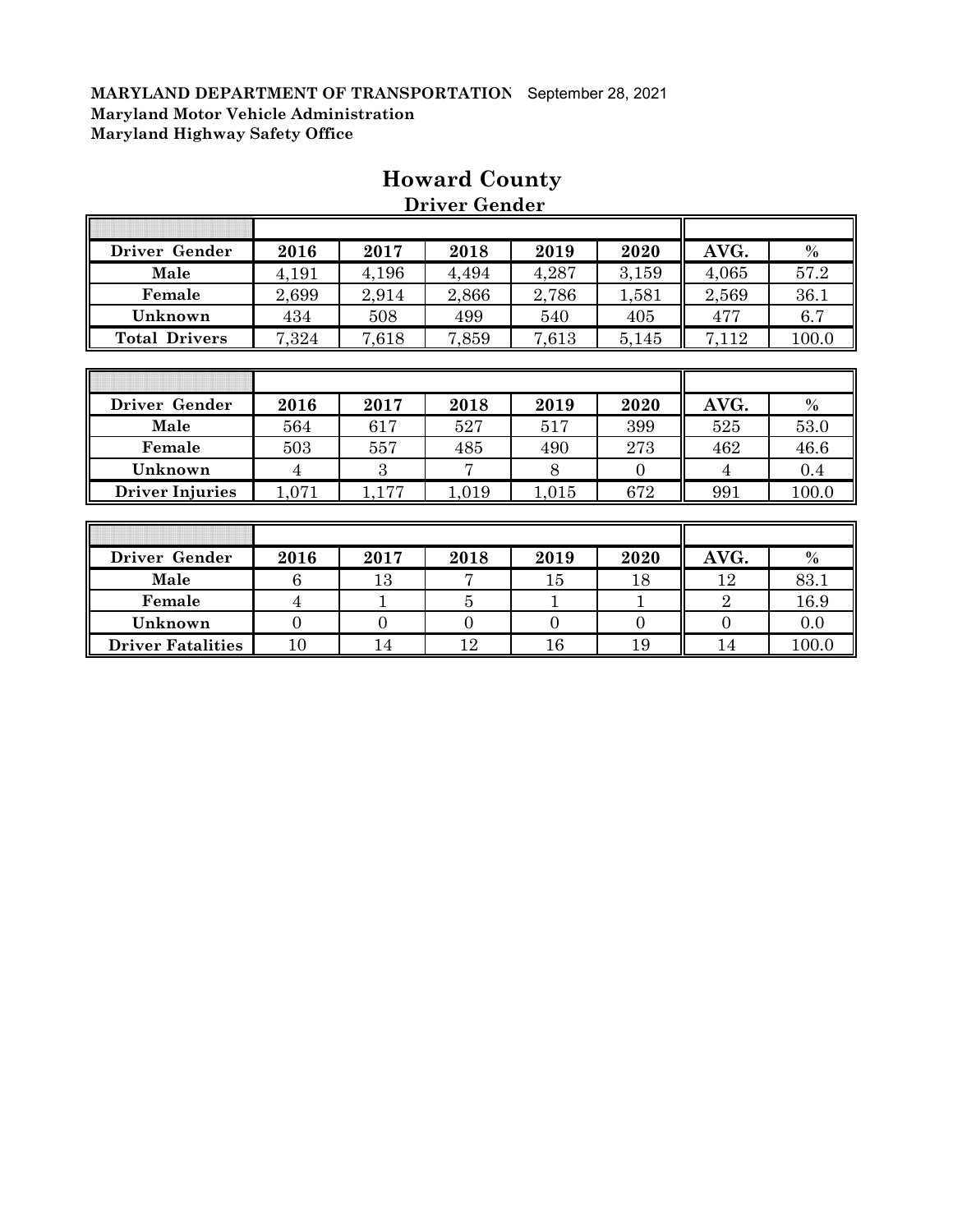**MARYLAND DEPARTMENT OF TRANSPORTATION** September 28, 2021
**Maryland Motor Vehicle Administration**
**Maryland Highway Safety Office**

# Howard County

## Driver Gender

| Driver Gender | 2016 | 2017 | 2018 | 2019 | 2020 | AVG. | % |
|---|---|---|---|---|---|---|---|
| Male | 4,191 | 4,196 | 4,494 | 4,287 | 3,159 | 4,065 | 57.2 |
| Female | 2,699 | 2,914 | 2,866 | 2,786 | 1,581 | 2,569 | 36.1 |
| Unknown | 434 | 508 | 499 | 540 | 405 | 477 | 6.7 |
| Total Drivers | 7,324 | 7,618 | 7,859 | 7,613 | 5,145 | 7,112 | 100.0 |

| Driver Gender | 2016 | 2017 | 2018 | 2019 | 2020 | AVG. | % |
|---|---|---|---|---|---|---|---|
| Male | 564 | 617 | 527 | 517 | 399 | 525 | 53.0 |
| Female | 503 | 557 | 485 | 490 | 273 | 462 | 46.6 |
| Unknown | 4 | 3 | 7 | 8 | 0 | 4 | 0.4 |
| Driver Injuries | 1,071 | 1,177 | 1,019 | 1,015 | 672 | 991 | 100.0 |

| Driver Gender | 2016 | 2017 | 2018 | 2019 | 2020 | AVG. | % |
|---|---|---|---|---|---|---|---|
| Male | 6 | 13 | 7 | 15 | 18 | 12 | 83.1 |
| Female | 4 | 1 | 5 | 1 | 1 | 2 | 16.9 |
| Unknown | 0 | 0 | 0 | 0 | 0 | 0 | 0.0 |
| Driver Fatalities | 10 | 14 | 12 | 16 | 19 | 14 | 100.0 |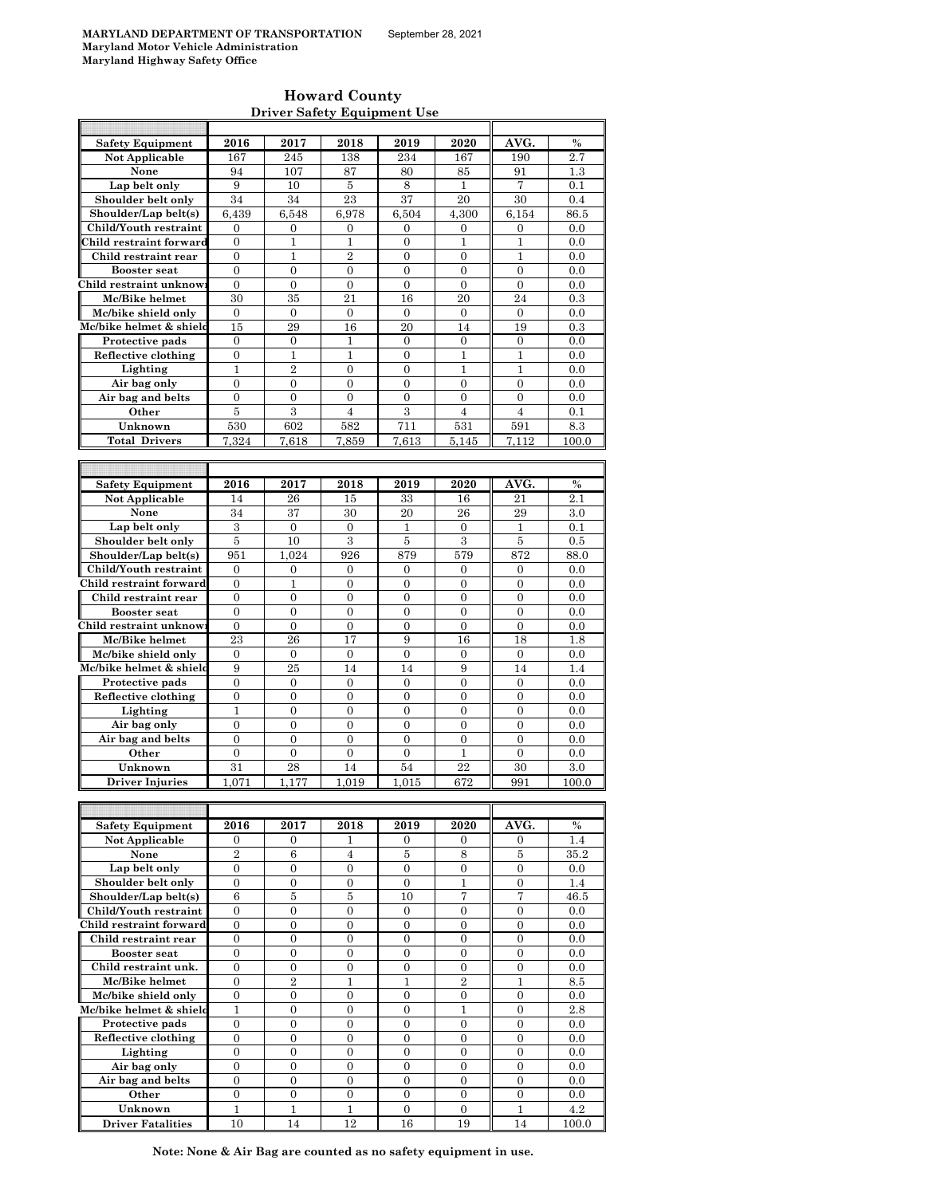MARYLAND DEPARTMENT OF TRANSPORTATION September 28, 2021
Maryland Motor Vehicle Administration
Maryland Highway Safety Office

## Howard County
### Driver Safety Equipment Use

| Safety Equipment | 2016 | 2017 | 2018 | 2019 | 2020 | AVG. | % |
|---|---|---|---|---|---|---|---|
| Not Applicable | 167 | 245 | 138 | 234 | 167 | 190 | 2.7 |
| None | 94 | 107 | 87 | 80 | 85 | 91 | 1.3 |
| Lap belt only | 9 | 10 | 5 | 8 | 1 | 7 | 0.1 |
| Shoulder belt only | 34 | 34 | 23 | 37 | 20 | 30 | 0.4 |
| Shoulder/Lap belt(s) | 6,439 | 6,548 | 6,978 | 6,504 | 4,300 | 6,154 | 86.5 |
| Child/Youth restraint | 0 | 0 | 0 | 0 | 0 | 0 | 0.0 |
| Child restraint forward | 0 | 1 | 1 | 0 | 1 | 1 | 0.0 |
| Child restraint rear | 0 | 1 | 2 | 0 | 0 | 1 | 0.0 |
| Booster seat | 0 | 0 | 0 | 0 | 0 | 0 | 0.0 |
| Child restraint unknown | 0 | 0 | 0 | 0 | 0 | 0 | 0.0 |
| Mc/Bike helmet | 30 | 35 | 21 | 16 | 20 | 24 | 0.3 |
| Mc/bike shield only | 0 | 0 | 0 | 0 | 0 | 0 | 0.0 |
| Mc/bike helmet & shield | 15 | 29 | 16 | 20 | 14 | 19 | 0.3 |
| Protective pads | 0 | 0 | 1 | 0 | 0 | 0 | 0.0 |
| Reflective clothing | 0 | 1 | 1 | 0 | 1 | 1 | 0.0 |
| Lighting | 1 | 2 | 0 | 0 | 1 | 1 | 0.0 |
| Air bag only | 0 | 0 | 0 | 0 | 0 | 0 | 0.0 |
| Air bag and belts | 0 | 0 | 0 | 0 | 0 | 0 | 0.0 |
| Other | 5 | 3 | 4 | 3 | 4 | 4 | 0.1 |
| Unknown | 530 | 602 | 582 | 711 | 531 | 591 | 8.3 |
| Total Drivers | 7,324 | 7,618 | 7,859 | 7,613 | 5,145 | 7,112 | 100.0 |

| Safety Equipment | 2016 | 2017 | 2018 | 2019 | 2020 | AVG. | % |
|---|---|---|---|---|---|---|---|
| Not Applicable | 14 | 26 | 15 | 33 | 16 | 21 | 2.1 |
| None | 34 | 37 | 30 | 20 | 26 | 29 | 3.0 |
| Lap belt only | 3 | 0 | 0 | 1 | 0 | 1 | 0.1 |
| Shoulder belt only | 5 | 10 | 3 | 5 | 3 | 5 | 0.5 |
| Shoulder/Lap belt(s) | 951 | 1,024 | 926 | 879 | 579 | 872 | 88.0 |
| Child/Youth restraint | 0 | 0 | 0 | 0 | 0 | 0 | 0.0 |
| Child restraint forward | 0 | 1 | 0 | 0 | 0 | 0 | 0.0 |
| Child restraint rear | 0 | 0 | 0 | 0 | 0 | 0 | 0.0 |
| Booster seat | 0 | 0 | 0 | 0 | 0 | 0 | 0.0 |
| Child restraint unknown | 0 | 0 | 0 | 0 | 0 | 0 | 0.0 |
| Mc/Bike helmet | 23 | 26 | 17 | 9 | 16 | 18 | 1.8 |
| Mc/bike shield only | 0 | 0 | 0 | 0 | 0 | 0 | 0.0 |
| Mc/bike helmet & shield | 9 | 25 | 14 | 14 | 9 | 14 | 1.4 |
| Protective pads | 0 | 0 | 0 | 0 | 0 | 0 | 0.0 |
| Reflective clothing | 0 | 0 | 0 | 0 | 0 | 0 | 0.0 |
| Lighting | 1 | 0 | 0 | 0 | 0 | 0 | 0.0 |
| Air bag only | 0 | 0 | 0 | 0 | 0 | 0 | 0.0 |
| Air bag and belts | 0 | 0 | 0 | 0 | 0 | 0 | 0.0 |
| Other | 0 | 0 | 0 | 0 | 1 | 0 | 0.0 |
| Unknown | 31 | 28 | 14 | 54 | 22 | 30 | 3.0 |
| Driver Injuries | 1,071 | 1,177 | 1,019 | 1,015 | 672 | 991 | 100.0 |

| Safety Equipment | 2016 | 2017 | 2018 | 2019 | 2020 | AVG. | % |
|---|---|---|---|---|---|---|---|
| Not Applicable | 0 | 0 | 1 | 0 | 0 | 0 | 1.4 |
| None | 2 | 6 | 4 | 5 | 8 | 5 | 35.2 |
| Lap belt only | 0 | 0 | 0 | 0 | 0 | 0 | 0.0 |
| Shoulder belt only | 0 | 0 | 0 | 0 | 1 | 0 | 1.4 |
| Shoulder/Lap belt(s) | 6 | 5 | 5 | 10 | 7 | 7 | 46.5 |
| Child/Youth restraint | 0 | 0 | 0 | 0 | 0 | 0 | 0.0 |
| Child restraint forward | 0 | 0 | 0 | 0 | 0 | 0 | 0.0 |
| Child restraint rear | 0 | 0 | 0 | 0 | 0 | 0 | 0.0 |
| Booster seat | 0 | 0 | 0 | 0 | 0 | 0 | 0.0 |
| Child restraint unk. | 0 | 0 | 0 | 0 | 0 | 0 | 0.0 |
| Mc/Bike helmet | 0 | 2 | 1 | 1 | 2 | 1 | 8.5 |
| Mc/bike shield only | 0 | 0 | 0 | 0 | 0 | 0 | 0.0 |
| Mc/bike helmet & shield | 1 | 0 | 0 | 0 | 1 | 0 | 2.8 |
| Protective pads | 0 | 0 | 0 | 0 | 0 | 0 | 0.0 |
| Reflective clothing | 0 | 0 | 0 | 0 | 0 | 0 | 0.0 |
| Lighting | 0 | 0 | 0 | 0 | 0 | 0 | 0.0 |
| Air bag only | 0 | 0 | 0 | 0 | 0 | 0 | 0.0 |
| Air bag and belts | 0 | 0 | 0 | 0 | 0 | 0 | 0.0 |
| Other | 0 | 0 | 0 | 0 | 0 | 0 | 0.0 |
| Unknown | 1 | 1 | 1 | 0 | 0 | 1 | 4.2 |
| Driver Fatalities | 10 | 14 | 12 | 16 | 19 | 14 | 100.0 |

**Note: None & Air Bag are counted as no safety equipment in use.**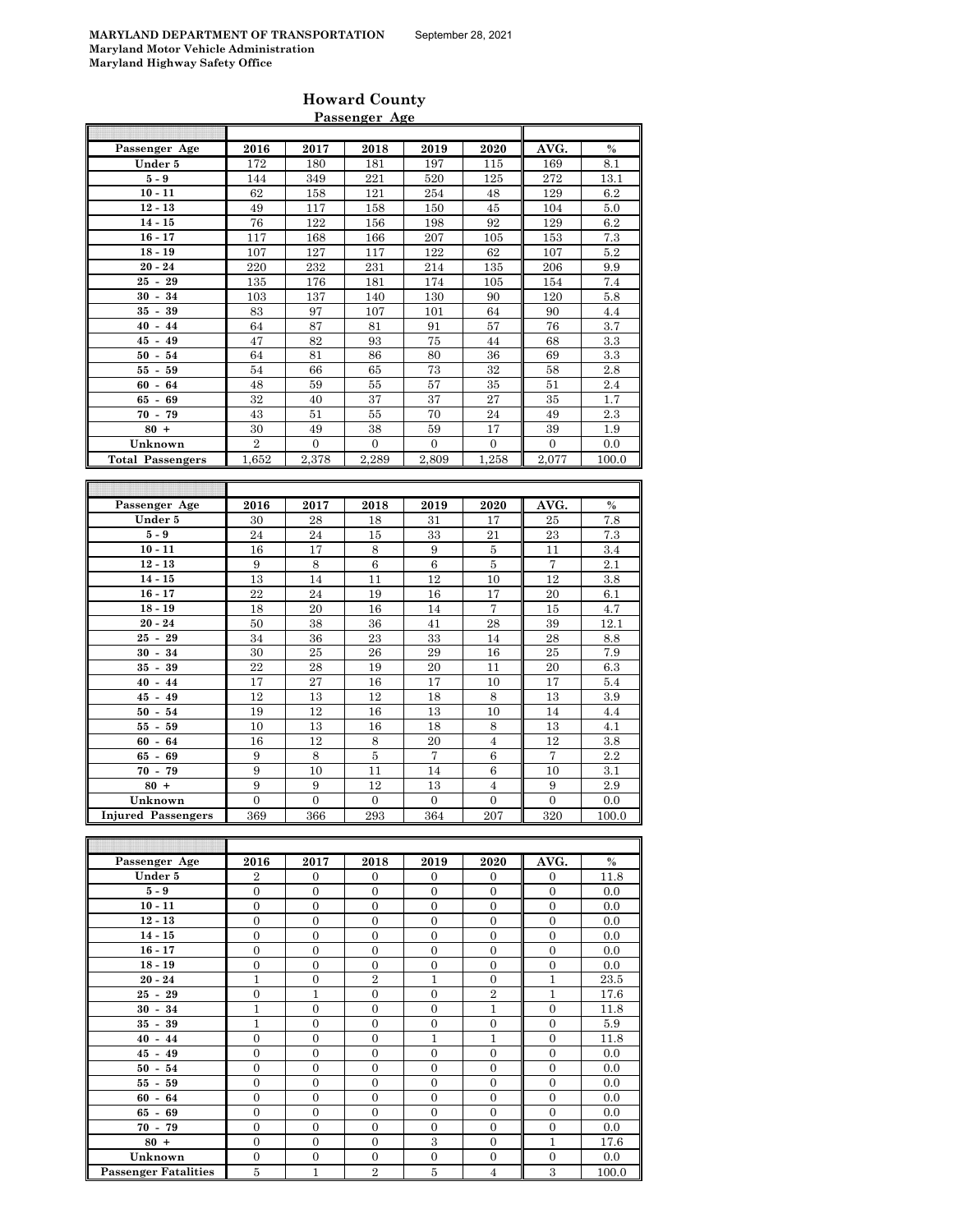**MARYLAND DEPARTMENT OF TRANSPORTATION** September 28, 2021
**Maryland Motor Vehicle Administration**
**Maryland Highway Safety Office**

## Howard County

### Passenger Age

| Passenger Age | 2016 | 2017 | 2018 | 2019 | 2020 | AVG. | % |
|---|---|---|---|---|---|---|---|
| Under 5 | 172 | 180 | 181 | 197 | 115 | 169 | 8.1 |
| 5 - 9 | 144 | 349 | 221 | 520 | 125 | 272 | 13.1 |
| 10 - 11 | 62 | 158 | 121 | 254 | 48 | 129 | 6.2 |
| 12 - 13 | 49 | 117 | 158 | 150 | 45 | 104 | 5.0 |
| 14 - 15 | 76 | 122 | 156 | 198 | 92 | 129 | 6.2 |
| 16 - 17 | 117 | 168 | 166 | 207 | 105 | 153 | 7.3 |
| 18 - 19 | 107 | 127 | 117 | 122 | 62 | 107 | 5.2 |
| 20 - 24 | 220 | 232 | 231 | 214 | 135 | 206 | 9.9 |
| 25 - 29 | 135 | 176 | 181 | 174 | 105 | 154 | 7.4 |
| 30 - 34 | 103 | 137 | 140 | 130 | 90 | 120 | 5.8 |
| 35 - 39 | 83 | 97 | 107 | 101 | 64 | 90 | 4.4 |
| 40 - 44 | 64 | 87 | 81 | 91 | 57 | 76 | 3.7 |
| 45 - 49 | 47 | 82 | 93 | 75 | 44 | 68 | 3.3 |
| 50 - 54 | 64 | 81 | 86 | 80 | 36 | 69 | 3.3 |
| 55 - 59 | 54 | 66 | 65 | 73 | 32 | 58 | 2.8 |
| 60 - 64 | 48 | 59 | 55 | 57 | 35 | 51 | 2.4 |
| 65 - 69 | 32 | 40 | 37 | 37 | 27 | 35 | 1.7 |
| 70 - 79 | 43 | 51 | 55 | 70 | 24 | 49 | 2.3 |
| 80 + | 30 | 49 | 38 | 59 | 17 | 39 | 1.9 |
| Unknown | 2 | 0 | 0 | 0 | 0 | 0 | 0.0 |
| Total Passengers | 1,652 | 2,378 | 2,289 | 2,809 | 1,258 | 2,077 | 100.0 |

| Passenger Age | 2016 | 2017 | 2018 | 2019 | 2020 | AVG. | % |
|---|---|---|---|---|---|---|---|
| Under 5 | 30 | 28 | 18 | 31 | 17 | 25 | 7.8 |
| 5 - 9 | 24 | 24 | 15 | 33 | 21 | 23 | 7.3 |
| 10 - 11 | 16 | 17 | 8 | 9 | 5 | 11 | 3.4 |
| 12 - 13 | 9 | 8 | 6 | 6 | 5 | 7 | 2.1 |
| 14 - 15 | 13 | 14 | 11 | 12 | 10 | 12 | 3.8 |
| 16 - 17 | 22 | 24 | 19 | 16 | 17 | 20 | 6.1 |
| 18 - 19 | 18 | 20 | 16 | 14 | 7 | 15 | 4.7 |
| 20 - 24 | 50 | 38 | 36 | 41 | 28 | 39 | 12.1 |
| 25 - 29 | 34 | 36 | 23 | 33 | 14 | 28 | 8.8 |
| 30 - 34 | 30 | 25 | 26 | 29 | 16 | 25 | 7.9 |
| 35 - 39 | 22 | 28 | 19 | 20 | 11 | 20 | 6.3 |
| 40 - 44 | 17 | 27 | 16 | 17 | 10 | 17 | 5.4 |
| 45 - 49 | 12 | 13 | 12 | 18 | 8 | 13 | 3.9 |
| 50 - 54 | 19 | 12 | 16 | 13 | 10 | 14 | 4.4 |
| 55 - 59 | 10 | 13 | 16 | 18 | 8 | 13 | 4.1 |
| 60 - 64 | 16 | 12 | 8 | 20 | 4 | 12 | 3.8 |
| 65 - 69 | 9 | 8 | 5 | 7 | 6 | 7 | 2.2 |
| 70 - 79 | 9 | 10 | 11 | 14 | 6 | 10 | 3.1 |
| 80 + | 9 | 9 | 12 | 13 | 4 | 9 | 2.9 |
| Unknown | 0 | 0 | 0 | 0 | 0 | 0 | 0.0 |
| Injured Passengers | 369 | 366 | 293 | 364 | 207 | 320 | 100.0 |

| Passenger Age | 2016 | 2017 | 2018 | 2019 | 2020 | AVG. | % |
|---|---|---|---|---|---|---|---|
| Under 5 | 2 | 0 | 0 | 0 | 0 | 0 | 11.8 |
| 5 - 9 | 0 | 0 | 0 | 0 | 0 | 0 | 0.0 |
| 10 - 11 | 0 | 0 | 0 | 0 | 0 | 0 | 0.0 |
| 12 - 13 | 0 | 0 | 0 | 0 | 0 | 0 | 0.0 |
| 14 - 15 | 0 | 0 | 0 | 0 | 0 | 0 | 0.0 |
| 16 - 17 | 0 | 0 | 0 | 0 | 0 | 0 | 0.0 |
| 18 - 19 | 0 | 0 | 0 | 0 | 0 | 0 | 0.0 |
| 20 - 24 | 1 | 0 | 2 | 1 | 0 | 1 | 23.5 |
| 25 - 29 | 0 | 1 | 0 | 0 | 2 | 1 | 17.6 |
| 30 - 34 | 1 | 0 | 0 | 0 | 1 | 0 | 11.8 |
| 35 - 39 | 1 | 0 | 0 | 0 | 0 | 0 | 5.9 |
| 40 - 44 | 0 | 0 | 0 | 1 | 1 | 0 | 11.8 |
| 45 - 49 | 0 | 0 | 0 | 0 | 0 | 0 | 0.0 |
| 50 - 54 | 0 | 0 | 0 | 0 | 0 | 0 | 0.0 |
| 55 - 59 | 0 | 0 | 0 | 0 | 0 | 0 | 0.0 |
| 60 - 64 | 0 | 0 | 0 | 0 | 0 | 0 | 0.0 |
| 65 - 69 | 0 | 0 | 0 | 0 | 0 | 0 | 0.0 |
| 70 - 79 | 0 | 0 | 0 | 0 | 0 | 0 | 0.0 |
| 80 + | 0 | 0 | 0 | 3 | 0 | 1 | 17.6 |
| Unknown | 0 | 0 | 0 | 0 | 0 | 0 | 0.0 |
| Passenger Fatalities | 5 | 1 | 2 | 5 | 4 | 3 | 100.0 |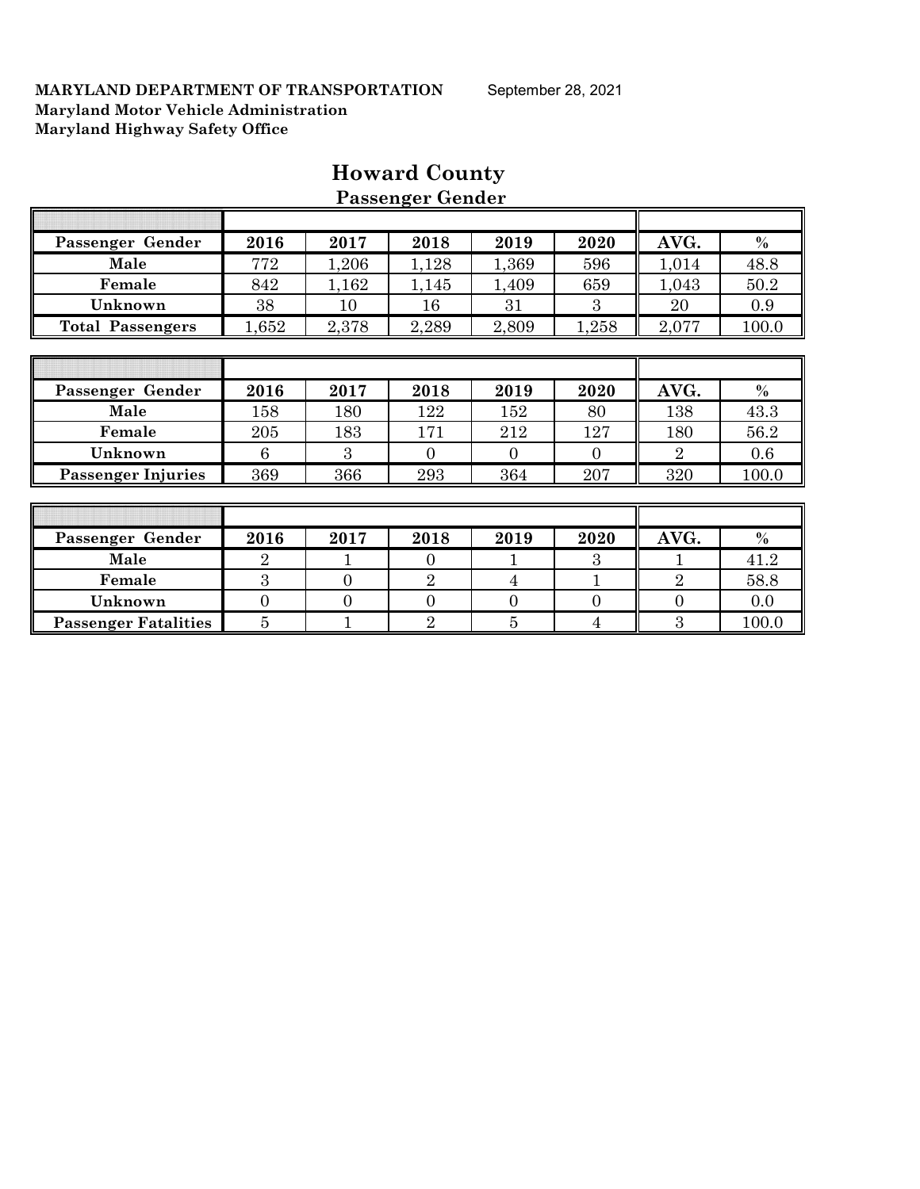**MARYLAND DEPARTMENT OF TRANSPORTATION** September 28, 2021
**Maryland Motor Vehicle Administration**
**Maryland Highway Safety Office**

# Howard County

## Passenger Gender

| Passenger Gender | 2016 | 2017 | 2018 | 2019 | 2020 | AVG. | % |
|---|---|---|---|---|---|---|---|
| Male | 772 | 1,206 | 1,128 | 1,369 | 596 | 1,014 | 48.8 |
| Female | 842 | 1,162 | 1,145 | 1,409 | 659 | 1,043 | 50.2 |
| Unknown | 38 | 10 | 16 | 31 | 3 | 20 | 0.9 |
| Total Passengers | 1,652 | 2,378 | 2,289 | 2,809 | 1,258 | 2,077 | 100.0 |

| Passenger Gender | 2016 | 2017 | 2018 | 2019 | 2020 | AVG. | % |
|---|---|---|---|---|---|---|---|
| Male | 158 | 180 | 122 | 152 | 80 | 138 | 43.3 |
| Female | 205 | 183 | 171 | 212 | 127 | 180 | 56.2 |
| Unknown | 6 | 3 | 0 | 0 | 0 | 2 | 0.6 |
| Passenger Injuries | 369 | 366 | 293 | 364 | 207 | 320 | 100.0 |

| Passenger Gender | 2016 | 2017 | 2018 | 2019 | 2020 | AVG. | % |
|---|---|---|---|---|---|---|---|
| Male | 2 | 1 | 0 | 1 | 3 | 1 | 41.2 |
| Female | 3 | 0 | 2 | 4 | 1 | 2 | 58.8 |
| Unknown | 0 | 0 | 0 | 0 | 0 | 0 | 0.0 |
| Passenger Fatalities | 5 | 1 | 2 | 5 | 4 | 3 | 100.0 |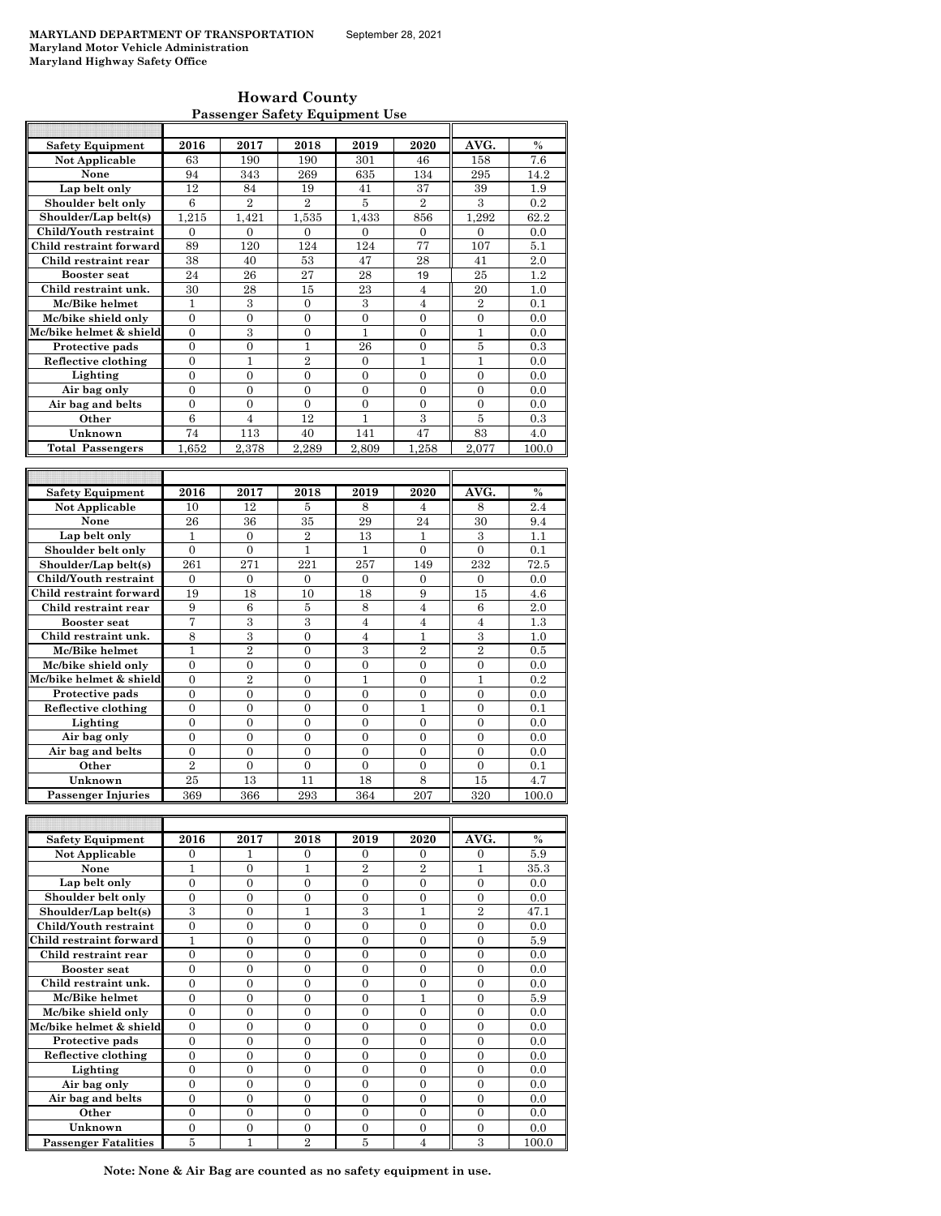**MARYLAND DEPARTMENT OF TRANSPORTATION** September 28, 2021
**Maryland Motor Vehicle Administration**
**Maryland Highway Safety Office**

## Howard County

### Passenger Safety Equipment Use

| Safety Equipment | 2016 | 2017 | 2018 | 2019 | 2020 | AVG. | % |
|---|---|---|---|---|---|---|---|
| Not Applicable | 63 | 190 | 190 | 301 | 46 | 158 | 7.6 |
| None | 94 | 343 | 269 | 635 | 134 | 295 | 14.2 |
| Lap belt only | 12 | 84 | 19 | 41 | 37 | 39 | 1.9 |
| Shoulder belt only | 6 | 2 | 2 | 5 | 2 | 3 | 0.2 |
| Shoulder/Lap belt(s) | 1,215 | 1,421 | 1,535 | 1,433 | 856 | 1,292 | 62.2 |
| Child/Youth restraint | 0 | 0 | 0 | 0 | 0 | 0 | 0.0 |
| Child restraint forward | 89 | 120 | 124 | 124 | 77 | 107 | 5.1 |
| Child restraint rear | 38 | 40 | 53 | 47 | 28 | 41 | 2.0 |
| Booster seat | 24 | 26 | 27 | 28 | 19 | 25 | 1.2 |
| Child restraint unk. | 30 | 28 | 15 | 23 | 4 | 20 | 1.0 |
| Mc/Bike helmet | 1 | 3 | 0 | 3 | 4 | 2 | 0.1 |
| Mc/bike shield only | 0 | 0 | 0 | 0 | 0 | 0 | 0.0 |
| Mc/bike helmet & shield | 0 | 3 | 0 | 1 | 0 | 1 | 0.0 |
| Protective pads | 0 | 0 | 1 | 26 | 0 | 5 | 0.3 |
| Reflective clothing | 0 | 1 | 2 | 0 | 1 | 1 | 0.0 |
| Lighting | 0 | 0 | 0 | 0 | 0 | 0 | 0.0 |
| Air bag only | 0 | 0 | 0 | 0 | 0 | 0 | 0.0 |
| Air bag and belts | 0 | 0 | 0 | 0 | 0 | 0 | 0.0 |
| Other | 6 | 4 | 12 | 1 | 3 | 5 | 0.3 |
| Unknown | 74 | 113 | 40 | 141 | 47 | 83 | 4.0 |
| Total Passengers | 1,652 | 2,378 | 2,289 | 2,809 | 1,258 | 2,077 | 100.0 |

| Safety Equipment | 2016 | 2017 | 2018 | 2019 | 2020 | AVG. | % |
|---|---|---|---|---|---|---|---|
| Not Applicable | 10 | 12 | 5 | 8 | 4 | 8 | 2.4 |
| None | 26 | 36 | 35 | 29 | 24 | 30 | 9.4 |
| Lap belt only | 1 | 0 | 2 | 13 | 1 | 3 | 1.1 |
| Shoulder belt only | 0 | 0 | 1 | 1 | 0 | 0 | 0.1 |
| Shoulder/Lap belt(s) | 261 | 271 | 221 | 257 | 149 | 232 | 72.5 |
| Child/Youth restraint | 0 | 0 | 0 | 0 | 0 | 0 | 0.0 |
| Child restraint forward | 19 | 18 | 10 | 18 | 9 | 15 | 4.6 |
| Child restraint rear | 9 | 6 | 5 | 8 | 4 | 6 | 2.0 |
| Booster seat | 7 | 3 | 3 | 4 | 4 | 4 | 1.3 |
| Child restraint unk. | 8 | 3 | 0 | 4 | 1 | 3 | 1.0 |
| Mc/Bike helmet | 1 | 2 | 0 | 3 | 2 | 2 | 0.5 |
| Mc/bike shield only | 0 | 0 | 0 | 0 | 0 | 0 | 0.0 |
| Mc/bike helmet & shield | 0 | 2 | 0 | 1 | 0 | 1 | 0.2 |
| Protective pads | 0 | 0 | 0 | 0 | 0 | 0 | 0.0 |
| Reflective clothing | 0 | 0 | 0 | 0 | 1 | 0 | 0.1 |
| Lighting | 0 | 0 | 0 | 0 | 0 | 0 | 0.0 |
| Air bag only | 0 | 0 | 0 | 0 | 0 | 0 | 0.0 |
| Air bag and belts | 0 | 0 | 0 | 0 | 0 | 0 | 0.0 |
| Other | 2 | 0 | 0 | 0 | 0 | 0 | 0.1 |
| Unknown | 25 | 13 | 11 | 18 | 8 | 15 | 4.7 |
| Passenger Injuries | 369 | 366 | 293 | 364 | 207 | 320 | 100.0 |

| Safety Equipment | 2016 | 2017 | 2018 | 2019 | 2020 | AVG. | % |
|---|---|---|---|---|---|---|---|
| Not Applicable | 0 | 1 | 0 | 0 | 0 | 0 | 5.9 |
| None | 1 | 0 | 1 | 2 | 2 | 1 | 35.3 |
| Lap belt only | 0 | 0 | 0 | 0 | 0 | 0 | 0.0 |
| Shoulder belt only | 0 | 0 | 0 | 0 | 0 | 0 | 0.0 |
| Shoulder/Lap belt(s) | 3 | 0 | 1 | 3 | 1 | 2 | 47.1 |
| Child/Youth restraint | 0 | 0 | 0 | 0 | 0 | 0 | 0.0 |
| Child restraint forward | 1 | 0 | 0 | 0 | 0 | 0 | 5.9 |
| Child restraint rear | 0 | 0 | 0 | 0 | 0 | 0 | 0.0 |
| Booster seat | 0 | 0 | 0 | 0 | 0 | 0 | 0.0 |
| Child restraint unk. | 0 | 0 | 0 | 0 | 0 | 0 | 0.0 |
| Mc/Bike helmet | 0 | 0 | 0 | 0 | 1 | 0 | 5.9 |
| Mc/bike shield only | 0 | 0 | 0 | 0 | 0 | 0 | 0.0 |
| Mc/bike helmet & shield | 0 | 0 | 0 | 0 | 0 | 0 | 0.0 |
| Protective pads | 0 | 0 | 0 | 0 | 0 | 0 | 0.0 |
| Reflective clothing | 0 | 0 | 0 | 0 | 0 | 0 | 0.0 |
| Lighting | 0 | 0 | 0 | 0 | 0 | 0 | 0.0 |
| Air bag only | 0 | 0 | 0 | 0 | 0 | 0 | 0.0 |
| Air bag and belts | 0 | 0 | 0 | 0 | 0 | 0 | 0.0 |
| Other | 0 | 0 | 0 | 0 | 0 | 0 | 0.0 |
| Unknown | 0 | 0 | 0 | 0 | 0 | 0 | 0.0 |
| Passenger Fatalities | 5 | 1 | 2 | 5 | 4 | 3 | 100.0 |

**Note: None & Air Bag are counted as no safety equipment in use.**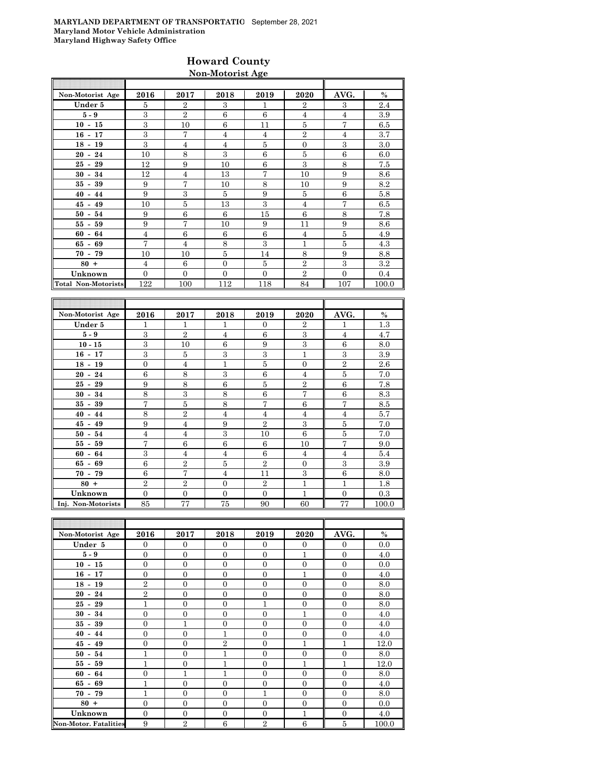MARYLAND DEPARTMENT OF TRANSPORTATIO September 28, 2021
**Maryland Motor Vehicle Administration**
**Maryland Highway Safety Office**

## Howard County

### Non-Motorist Age

| Non-Motorist Age | 2016 | 2017 | 2018 | 2019 | 2020 | AVG. | % |
|---|---|---|---|---|---|---|---|
| Under 5 | 5 | 2 | 3 | 1 | 2 | 3 | 2.4 |
| 5 - 9 | 3 | 2 | 6 | 6 | 4 | 4 | 3.9 |
| 10 - 15 | 3 | 10 | 6 | 11 | 5 | 7 | 6.5 |
| 16 - 17 | 3 | 7 | 4 | 4 | 2 | 4 | 3.7 |
| 18 - 19 | 3 | 4 | 4 | 5 | 0 | 3 | 3.0 |
| 20 - 24 | 10 | 8 | 3 | 6 | 5 | 6 | 6.0 |
| 25 - 29 | 12 | 9 | 10 | 6 | 3 | 8 | 7.5 |
| 30 - 34 | 12 | 4 | 13 | 7 | 10 | 9 | 8.6 |
| 35 - 39 | 9 | 7 | 10 | 8 | 10 | 9 | 8.2 |
| 40 - 44 | 9 | 3 | 5 | 9 | 5 | 6 | 5.8 |
| 45 - 49 | 10 | 5 | 13 | 3 | 4 | 7 | 6.5 |
| 50 - 54 | 9 | 6 | 6 | 15 | 6 | 8 | 7.8 |
| 55 - 59 | 9 | 7 | 10 | 9 | 11 | 9 | 8.6 |
| 60 - 64 | 4 | 6 | 6 | 6 | 4 | 5 | 4.9 |
| 65 - 69 | 7 | 4 | 8 | 3 | 1 | 5 | 4.3 |
| 70 - 79 | 10 | 10 | 5 | 14 | 8 | 9 | 8.8 |
| 80 + | 4 | 6 | 0 | 5 | 2 | 3 | 3.2 |
| Unknown | 0 | 0 | 0 | 0 | 2 | 0 | 0.4 |
| Total Non-Motorists | 122 | 100 | 112 | 118 | 84 | 107 | 100.0 |

| Non-Motorist Age | 2016 | 2017 | 2018 | 2019 | 2020 | AVG. | % |
|---|---|---|---|---|---|---|---|
| Under 5 | 1 | 1 | 1 | 0 | 2 | 1 | 1.3 |
| 5 - 9 | 3 | 2 | 4 | 6 | 3 | 4 | 4.7 |
| 10 - 15 | 3 | 10 | 6 | 9 | 3 | 6 | 8.0 |
| 16 - 17 | 3 | 5 | 3 | 3 | 1 | 3 | 3.9 |
| 18 - 19 | 0 | 4 | 1 | 5 | 0 | 2 | 2.6 |
| 20 - 24 | 6 | 8 | 3 | 6 | 4 | 5 | 7.0 |
| 25 - 29 | 9 | 8 | 6 | 5 | 2 | 6 | 7.8 |
| 30 - 34 | 8 | 3 | 8 | 6 | 7 | 6 | 8.3 |
| 35 - 39 | 7 | 5 | 8 | 7 | 6 | 7 | 8.5 |
| 40 - 44 | 8 | 2 | 4 | 4 | 4 | 4 | 5.7 |
| 45 - 49 | 9 | 4 | 9 | 2 | 3 | 5 | 7.0 |
| 50 - 54 | 4 | 4 | 3 | 10 | 6 | 5 | 7.0 |
| 55 - 59 | 7 | 6 | 6 | 6 | 10 | 7 | 9.0 |
| 60 - 64 | 3 | 4 | 4 | 6 | 4 | 4 | 5.4 |
| 65 - 69 | 6 | 2 | 5 | 2 | 0 | 3 | 3.9 |
| 70 - 79 | 6 | 7 | 4 | 11 | 3 | 6 | 8.0 |
| 80 + | 2 | 2 | 0 | 2 | 1 | 1 | 1.8 |
| Unknown | 0 | 0 | 0 | 0 | 1 | 0 | 0.3 |
| Inj. Non-Motorists | 85 | 77 | 75 | 90 | 60 | 77 | 100.0 |

| Non-Motorist Age | 2016 | 2017 | 2018 | 2019 | 2020 | AVG. | % |
|---|---|---|---|---|---|---|---|
| Under 5 | 0 | 0 | 0 | 0 | 0 | 0 | 0.0 |
| 5 - 9 | 0 | 0 | 0 | 0 | 1 | 0 | 4.0 |
| 10 - 15 | 0 | 0 | 0 | 0 | 0 | 0 | 0.0 |
| 16 - 17 | 0 | 0 | 0 | 0 | 1 | 0 | 4.0 |
| 18 - 19 | 2 | 0 | 0 | 0 | 0 | 0 | 8.0 |
| 20 - 24 | 2 | 0 | 0 | 0 | 0 | 0 | 8.0 |
| 25 - 29 | 1 | 0 | 0 | 1 | 0 | 0 | 8.0 |
| 30 - 34 | 0 | 0 | 0 | 0 | 1 | 0 | 4.0 |
| 35 - 39 | 0 | 1 | 0 | 0 | 0 | 0 | 4.0 |
| 40 - 44 | 0 | 0 | 1 | 0 | 0 | 0 | 4.0 |
| 45 - 49 | 0 | 0 | 2 | 0 | 1 | 1 | 12.0 |
| 50 - 54 | 1 | 0 | 1 | 0 | 0 | 0 | 8.0 |
| 55 - 59 | 1 | 0 | 1 | 0 | 1 | 1 | 12.0 |
| 60 - 64 | 0 | 1 | 1 | 0 | 0 | 0 | 8.0 |
| 65 - 69 | 1 | 0 | 0 | 0 | 0 | 0 | 4.0 |
| 70 - 79 | 1 | 0 | 0 | 1 | 0 | 0 | 8.0 |
| 80 + | 0 | 0 | 0 | 0 | 0 | 0 | 0.0 |
| Unknown | 0 | 0 | 0 | 0 | 1 | 0 | 4.0 |
| Non-Motor. Fatalities | 9 | 2 | 6 | 2 | 6 | 5 | 100.0 |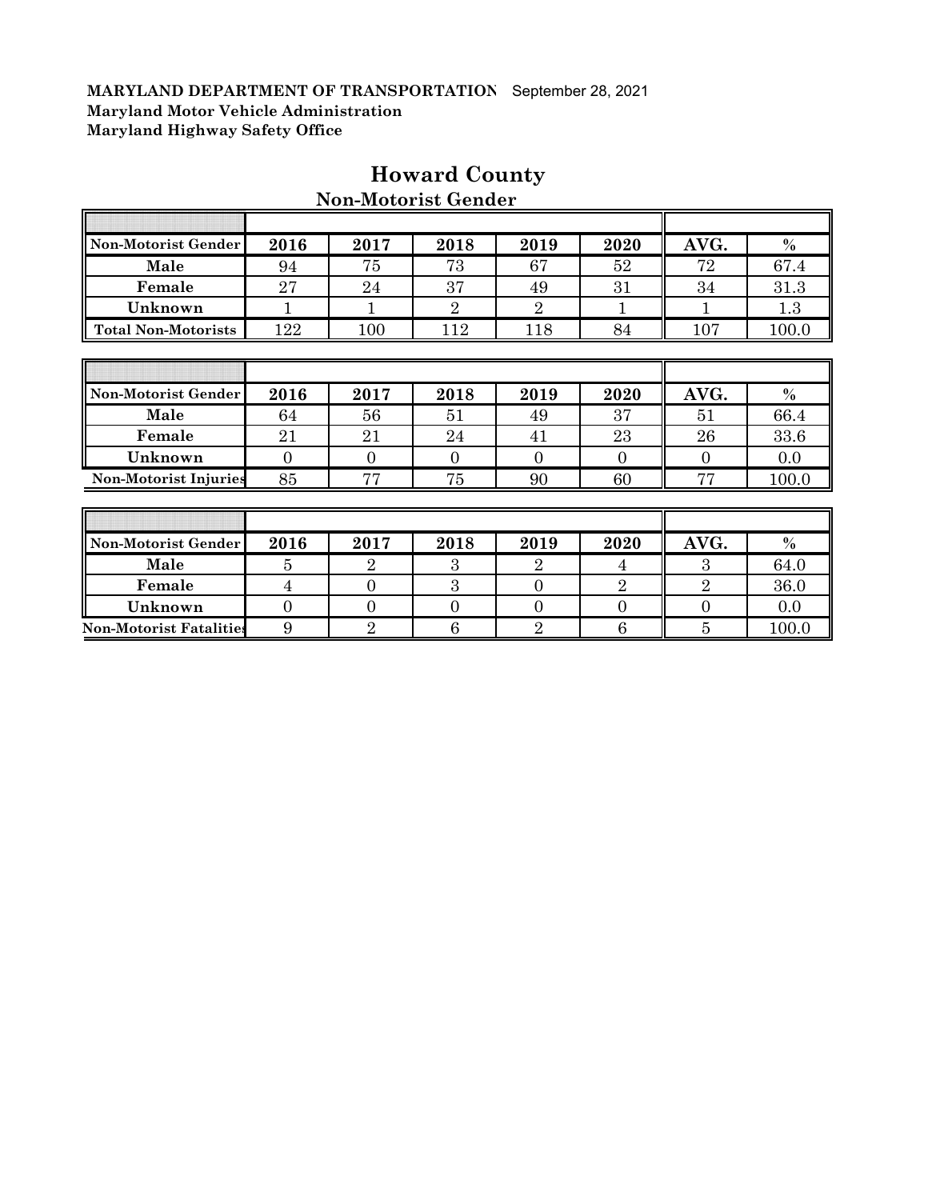**MARYLAND DEPARTMENT OF TRANSPORTATION** September 28, 2021
**Maryland Motor Vehicle Administration**
**Maryland Highway Safety Office**

# Howard County

## Non-Motorist Gender

| Non-Motorist Gender | 2016 | 2017 | 2018 | 2019 | 2020 | AVG. | % |
|---|---|---|---|---|---|---|---|
| Male | 94 | 75 | 73 | 67 | 52 | 72 | 67.4 |
| Female | 27 | 24 | 37 | 49 | 31 | 34 | 31.3 |
| Unknown | 1 | 1 | 2 | 2 | 1 | 1 | 1.3 |
| Total Non-Motorists | 122 | 100 | 112 | 118 | 84 | 107 | 100.0 |

| Non-Motorist Gender | 2016 | 2017 | 2018 | 2019 | 2020 | AVG. | % |
|---|---|---|---|---|---|---|---|
| Male | 64 | 56 | 51 | 49 | 37 | 51 | 66.4 |
| Female | 21 | 21 | 24 | 41 | 23 | 26 | 33.6 |
| Unknown | 0 | 0 | 0 | 0 | 0 | 0 | 0.0 |
| Non-Motorist Injuries | 85 | 77 | 75 | 90 | 60 | 77 | 100.0 |

| Non-Motorist Gender | 2016 | 2017 | 2018 | 2019 | 2020 | AVG. | % |
|---|---|---|---|---|---|---|---|
| Male | 5 | 2 | 3 | 2 | 4 | 3 | 64.0 |
| Female | 4 | 0 | 3 | 0 | 2 | 2 | 36.0 |
| Unknown | 0 | 0 | 0 | 0 | 0 | 0 | 0.0 |
| Non-Motorist Fatalities | 9 | 2 | 6 | 2 | 6 | 5 | 100.0 |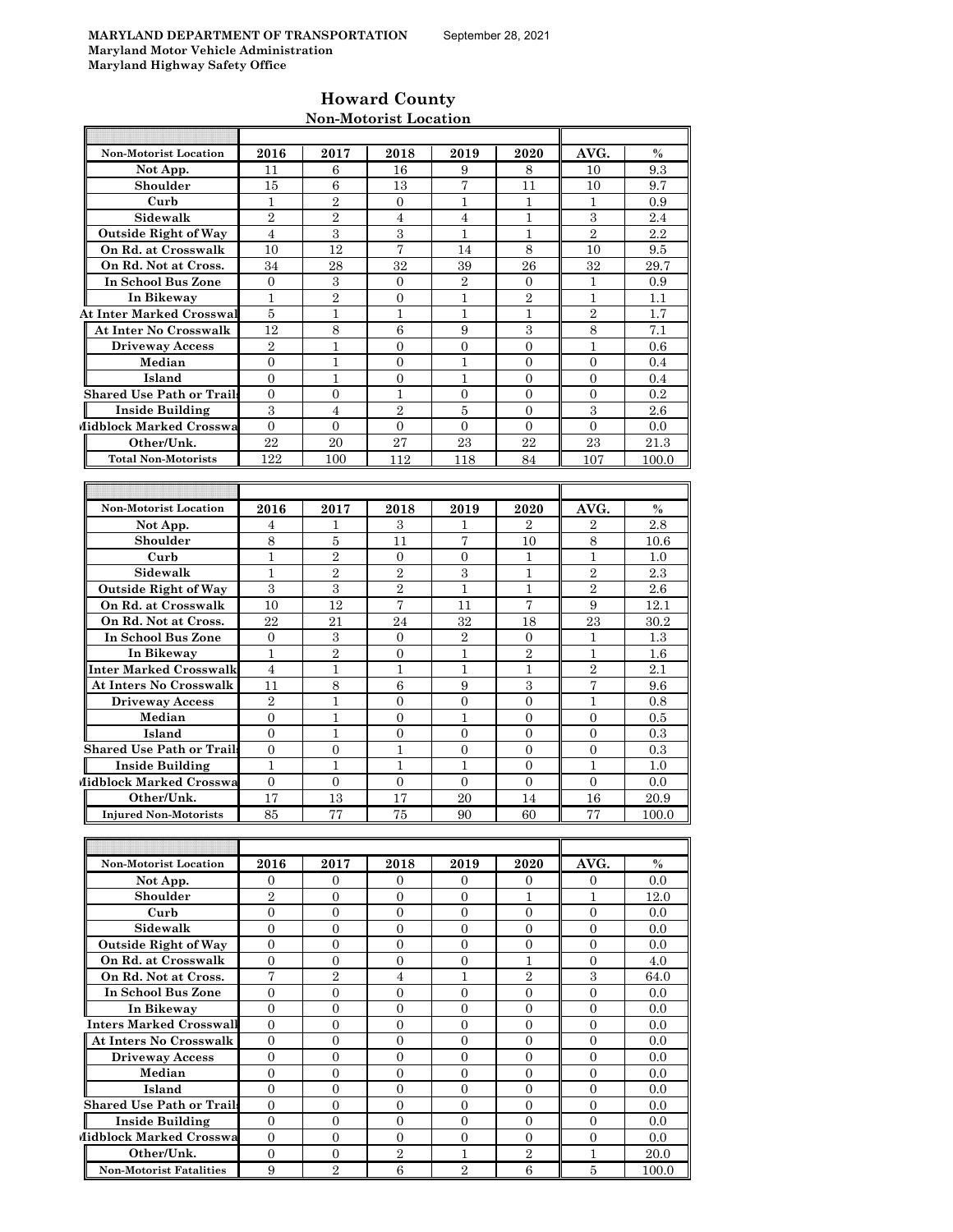MARYLAND DEPARTMENT OF TRANSPORTATION September 28, 2021
Maryland Motor Vehicle Administration
Maryland Highway Safety Office

# Howard County

## Non-Motorist Location

| Non-Motorist Location | 2016 | 2017 | 2018 | 2019 | 2020 | AVG. | % |
|---|---|---|---|---|---|---|---|
| Not App. | 11 | 6 | 16 | 9 | 8 | 10 | 9.3 |
| Shoulder | 15 | 6 | 13 | 7 | 11 | 10 | 9.7 |
| Curb | 1 | 2 | 0 | 1 | 1 | 1 | 0.9 |
| Sidewalk | 2 | 2 | 4 | 4 | 1 | 3 | 2.4 |
| Outside Right of Way | 4 | 3 | 3 | 1 | 1 | 2 | 2.2 |
| On Rd. at Crosswalk | 10 | 12 | 7 | 14 | 8 | 10 | 9.5 |
| On Rd. Not at Cross. | 34 | 28 | 32 | 39 | 26 | 32 | 29.7 |
| In School Bus Zone | 0 | 3 | 0 | 2 | 0 | 1 | 0.9 |
| In Bikeway | 1 | 2 | 0 | 1 | 2 | 1 | 1.1 |
| At Inter Marked Crosswal | 5 | 1 | 1 | 1 | 1 | 2 | 1.7 |
| At Inter No Crosswalk | 12 | 8 | 6 | 9 | 3 | 8 | 7.1 |
| Driveway Access | 2 | 1 | 0 | 0 | 0 | 1 | 0.6 |
| Median | 0 | 1 | 0 | 1 | 0 | 0 | 0.4 |
| Island | 0 | 1 | 0 | 1 | 0 | 0 | 0.4 |
| Shared Use Path or Trail | 0 | 0 | 1 | 0 | 0 | 0 | 0.2 |
| Inside Building | 3 | 4 | 2 | 5 | 0 | 3 | 2.6 |
| Midblock Marked Crosswa | 0 | 0 | 0 | 0 | 0 | 0 | 0.0 |
| Other/Unk. | 22 | 20 | 27 | 23 | 22 | 23 | 21.3 |
| Total Non-Motorists | 122 | 100 | 112 | 118 | 84 | 107 | 100.0 |

| Non-Motorist Location | 2016 | 2017 | 2018 | 2019 | 2020 | AVG. | % |
|---|---|---|---|---|---|---|---|
| Not App. | 4 | 1 | 3 | 1 | 2 | 2 | 2.8 |
| Shoulder | 8 | 5 | 11 | 7 | 10 | 8 | 10.6 |
| Curb | 1 | 2 | 0 | 0 | 1 | 1 | 1.0 |
| Sidewalk | 1 | 2 | 2 | 3 | 1 | 2 | 2.3 |
| Outside Right of Way | 3 | 3 | 2 | 1 | 1 | 2 | 2.6 |
| On Rd. at Crosswalk | 10 | 12 | 7 | 11 | 7 | 9 | 12.1 |
| On Rd. Not at Cross. | 22 | 21 | 24 | 32 | 18 | 23 | 30.2 |
| In School Bus Zone | 0 | 3 | 0 | 2 | 0 | 1 | 1.3 |
| In Bikeway | 1 | 2 | 0 | 1 | 2 | 1 | 1.6 |
| Inter Marked Crosswalk | 4 | 1 | 1 | 1 | 1 | 2 | 2.1 |
| At Inters No Crosswalk | 11 | 8 | 6 | 9 | 3 | 7 | 9.6 |
| Driveway Access | 2 | 1 | 0 | 0 | 0 | 1 | 0.8 |
| Median | 0 | 1 | 0 | 1 | 0 | 0 | 0.5 |
| Island | 0 | 1 | 0 | 0 | 0 | 0 | 0.3 |
| Shared Use Path or Trail | 0 | 0 | 1 | 0 | 0 | 0 | 0.3 |
| Inside Building | 1 | 1 | 1 | 1 | 0 | 1 | 1.0 |
| Midblock Marked Crosswa | 0 | 0 | 0 | 0 | 0 | 0 | 0.0 |
| Other/Unk. | 17 | 13 | 17 | 20 | 14 | 16 | 20.9 |
| Injured Non-Motorists | 85 | 77 | 75 | 90 | 60 | 77 | 100.0 |

| Non-Motorist Location | 2016 | 2017 | 2018 | 2019 | 2020 | AVG. | % |
|---|---|---|---|---|---|---|---|
| Not App. | 0 | 0 | 0 | 0 | 0 | 0 | 0.0 |
| Shoulder | 2 | 0 | 0 | 0 | 1 | 1 | 12.0 |
| Curb | 0 | 0 | 0 | 0 | 0 | 0 | 0.0 |
| Sidewalk | 0 | 0 | 0 | 0 | 0 | 0 | 0.0 |
| Outside Right of Way | 0 | 0 | 0 | 0 | 0 | 0 | 0.0 |
| On Rd. at Crosswalk | 0 | 0 | 0 | 0 | 1 | 0 | 4.0 |
| On Rd. Not at Cross. | 7 | 2 | 4 | 1 | 2 | 3 | 64.0 |
| In School Bus Zone | 0 | 0 | 0 | 0 | 0 | 0 | 0.0 |
| In Bikeway | 0 | 0 | 0 | 0 | 0 | 0 | 0.0 |
| Inters Marked Crosswall | 0 | 0 | 0 | 0 | 0 | 0 | 0.0 |
| At Inters No Crosswalk | 0 | 0 | 0 | 0 | 0 | 0 | 0.0 |
| Driveway Access | 0 | 0 | 0 | 0 | 0 | 0 | 0.0 |
| Median | 0 | 0 | 0 | 0 | 0 | 0 | 0.0 |
| Island | 0 | 0 | 0 | 0 | 0 | 0 | 0.0 |
| Shared Use Path or Trail | 0 | 0 | 0 | 0 | 0 | 0 | 0.0 |
| Inside Building | 0 | 0 | 0 | 0 | 0 | 0 | 0.0 |
| Midblock Marked Crosswa | 0 | 0 | 0 | 0 | 0 | 0 | 0.0 |
| Other/Unk. | 0 | 0 | 2 | 1 | 2 | 1 | 20.0 |
| Non-Motorist Fatalities | 9 | 2 | 6 | 2 | 6 | 5 | 100.0 |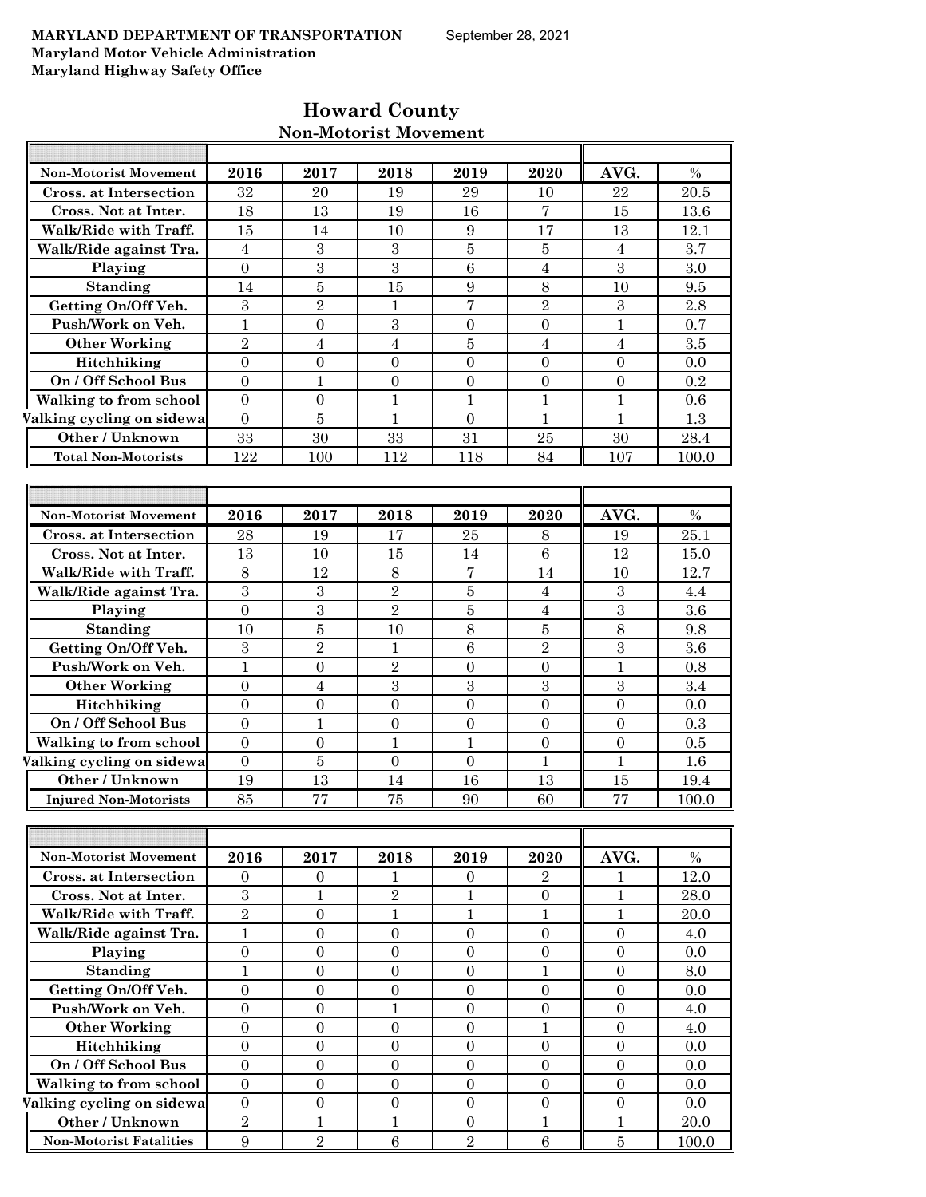**MARYLAND DEPARTMENT OF TRANSPORTATION** September 28, 2021
**Maryland Motor Vehicle Administration**
**Maryland Highway Safety Office**

# Howard County

## Non-Motorist Movement

| Non-Motorist Movement | 2016 | 2017 | 2018 | 2019 | 2020 | AVG. | % |
|---|---|---|---|---|---|---|---|
| Cross. at Intersection | 32 | 20 | 19 | 29 | 10 | 22 | 20.5 |
| Cross. Not at Inter. | 18 | 13 | 19 | 16 | 7 | 15 | 13.6 |
| Walk/Ride with Traff. | 15 | 14 | 10 | 9 | 17 | 13 | 12.1 |
| Walk/Ride against Tra. | 4 | 3 | 3 | 5 | 5 | 4 | 3.7 |
| Playing | 0 | 3 | 3 | 6 | 4 | 3 | 3.0 |
| Standing | 14 | 5 | 15 | 9 | 8 | 10 | 9.5 |
| Getting On/Off Veh. | 3 | 2 | 1 | 7 | 2 | 3 | 2.8 |
| Push/Work on Veh. | 1 | 0 | 3 | 0 | 0 | 1 | 0.7 |
| Other Working | 2 | 4 | 4 | 5 | 4 | 4 | 3.5 |
| Hitchhiking | 0 | 0 | 0 | 0 | 0 | 0 | 0.0 |
| On / Off School Bus | 0 | 1 | 0 | 0 | 0 | 0 | 0.2 |
| Walking to from school | 0 | 0 | 1 | 1 | 1 | 1 | 0.6 |
| Walking cycling on sidewa | 0 | 5 | 1 | 0 | 1 | 1 | 1.3 |
| Other / Unknown | 33 | 30 | 33 | 31 | 25 | 30 | 28.4 |
| Total Non-Motorists | 122 | 100 | 112 | 118 | 84 | 107 | 100.0 |

| Non-Motorist Movement | 2016 | 2017 | 2018 | 2019 | 2020 | AVG. | % |
|---|---|---|---|---|---|---|---|
| Cross. at Intersection | 28 | 19 | 17 | 25 | 8 | 19 | 25.1 |
| Cross. Not at Inter. | 13 | 10 | 15 | 14 | 6 | 12 | 15.0 |
| Walk/Ride with Traff. | 8 | 12 | 8 | 7 | 14 | 10 | 12.7 |
| Walk/Ride against Tra. | 3 | 3 | 2 | 5 | 4 | 3 | 4.4 |
| Playing | 0 | 3 | 2 | 5 | 4 | 3 | 3.6 |
| Standing | 10 | 5 | 10 | 8 | 5 | 8 | 9.8 |
| Getting On/Off Veh. | 3 | 2 | 1 | 6 | 2 | 3 | 3.6 |
| Push/Work on Veh. | 1 | 0 | 2 | 0 | 0 | 1 | 0.8 |
| Other Working | 0 | 4 | 3 | 3 | 3 | 3 | 3.4 |
| Hitchhiking | 0 | 0 | 0 | 0 | 0 | 0 | 0.0 |
| On / Off School Bus | 0 | 1 | 0 | 0 | 0 | 0 | 0.3 |
| Walking to from school | 0 | 0 | 1 | 1 | 0 | 0 | 0.5 |
| Walking cycling on sidewa | 0 | 5 | 0 | 0 | 1 | 1 | 1.6 |
| Other / Unknown | 19 | 13 | 14 | 16 | 13 | 15 | 19.4 |
| Injured Non-Motorists | 85 | 77 | 75 | 90 | 60 | 77 | 100.0 |

| Non-Motorist Movement | 2016 | 2017 | 2018 | 2019 | 2020 | AVG. | % |
|---|---|---|---|---|---|---|---|
| Cross. at Intersection | 0 | 0 | 1 | 0 | 2 | 1 | 12.0 |
| Cross. Not at Inter. | 3 | 1 | 2 | 1 | 0 | 1 | 28.0 |
| Walk/Ride with Traff. | 2 | 0 | 1 | 1 | 1 | 1 | 20.0 |
| Walk/Ride against Tra. | 1 | 0 | 0 | 0 | 0 | 0 | 4.0 |
| Playing | 0 | 0 | 0 | 0 | 0 | 0 | 0.0 |
| Standing | 1 | 0 | 0 | 0 | 1 | 0 | 8.0 |
| Getting On/Off Veh. | 0 | 0 | 0 | 0 | 0 | 0 | 0.0 |
| Push/Work on Veh. | 0 | 0 | 1 | 0 | 0 | 0 | 4.0 |
| Other Working | 0 | 0 | 0 | 0 | 1 | 0 | 4.0 |
| Hitchhiking | 0 | 0 | 0 | 0 | 0 | 0 | 0.0 |
| On / Off School Bus | 0 | 0 | 0 | 0 | 0 | 0 | 0.0 |
| Walking to from school | 0 | 0 | 0 | 0 | 0 | 0 | 0.0 |
| Walking cycling on sidewa | 0 | 0 | 0 | 0 | 0 | 0 | 0.0 |
| Other / Unknown | 2 | 1 | 1 | 0 | 1 | 1 | 20.0 |
| Non-Motorist Fatalities | 9 | 2 | 6 | 2 | 6 | 5 | 100.0 |